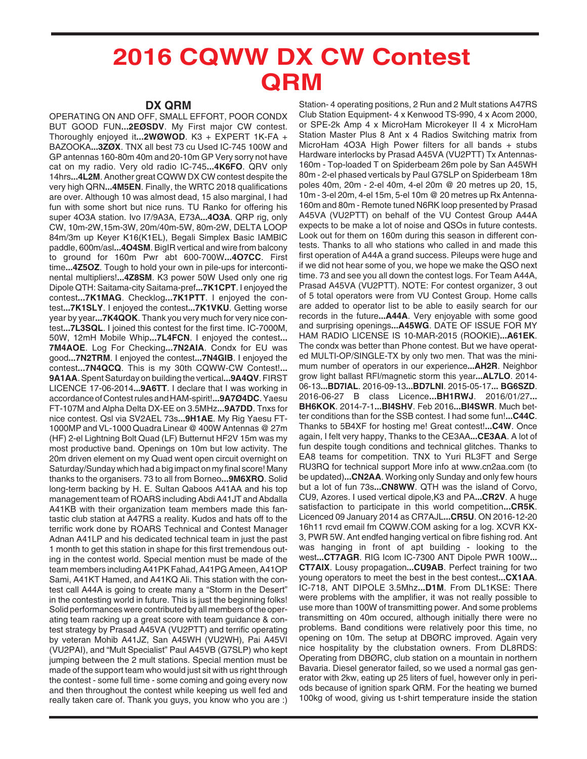# 2016 CQWW DX CW Contest QRM

## DX QRM

OPERATING ON AND OFF, SMALL EFFORT, POOR CONDX BUT GOOD FUN...**2EØSDV**. My First major CW contest. Thoroughly enjoyed it...**2WØWOD**. K3 + EXPERT 1K-FA + BAZOOKA...**3ZØX**. TNX all best 73 cu Used IC-745 100W and GP antennas 160-80m 40m and 20-10m GP Very sorry not have cat on my radio. Very old radio IC-745...**4K6FO**. QRV only 14hrs...**4L2M**. Another great CQWW DX CW contest despite the very high QRN...**4M5EN**. Finally, the WRTC 2018 qualifications are over. Although 10 was almost dead, 15 also marginal, I had fun with some short but nice runs. TU Ranko for offering his super 4O3A station. Ivo I7/9A3A, E73A...**4O3A**. QRP rig, only CW, 10m-2W,15m-3W, 20m/40m-5W, 80m-2W, DELTA LOOP 84m/3m up Keyer K16(K1EL), Begali Simplex Basic IAMBIC paddle, 600m/asl...**4O4SM**. BigIR vertical and wire from balcony to ground for 160m Pwr abt 600-700W...**4O7CC**. First time...**4Z5OZ**. Tough to hold your own in pile-ups for intercontinental multipliers!...**4Z8SM**. K3 power 50W Used only one rig Dipole QTH: Saitama-city Saitama-pref...**7K1CPT**. I enjoyed the contest...**7K1MAG**. Checklog...**7K1PTT**. I enjoyed the contest...**7K1SLY**. I enjoyed the contest...**7K1VKU**. Getting worse year by year...**7K4QOK**. Thank you very much for very nice contest...**7L3SQL**. I joined this contest for the first time. IC-7000M, 50W, 12mH Mobile Whip...**7L4FCN**. I enjoyed the contest...**7M4AOE**. Log For Checking...**7N2AIA**. Condx for EU was good...**7N2TRM**. I enjoyed the contest...**7N4GIB**. I enjoyed the contest...**7N4QCQ**. This is my 30th CQWW-CW Contest!...**9A1AA**. Spent Saturday on building the vertical...**9A4QV**. FIRST LICENCE 17-06-2014...**9A6TT**. I declare that I was working in accordance of Contest rules and HAM-spirit!...**9A7Ø4DC**. Yaesu FT-107M and Alpha Delta DX-EE on 3.5MHz...**9A7DD**. Tnxs for nice contest. Qsl via SV2AEL 73s...**9H1AE**. My Rig Yaesu FT-1000MP and VL-1000 Quadra Linear @ 400W Antennas @ 27m (HF) 2-el Lightning Bolt Quad (LF) Butternut HF2V 15m was my most productive band. Openings on 10m but low activity. The 20m driven element on my Quad went open circuit overnight on Saturday/Sunday which had a big impact on my final score! Many thanks to the organisers. 73 to all from Borneo...**9M6XRO**. Solid long-term backing by H. E. Sultan Qaboos A41AA and his top management team of ROARS including Abdi A41JT and Abdalla A41KB with their organization team members made this fantastic club station at A47RS a reality. Kudos and hats off to the terrific work done by ROARS Technical and Contest Manager Adnan A41LP and his dedicated technical team in just the past 1 month to get this station in shape for this first tremendous outing in the contest world. Special mention must be made of the team members including A41PK Fahad, A41PG Ameen, A41OP Sami, A41KT Hamed, and A41KQ Ali. This station with the contest call A44A is going to create many a "Storm in the Desert" in the contesting world in future. This is just the beginning folks! Solid performances were contributed by all members of the operating team racking up a great score with team guidance & contest strategy by Prasad A45VA (VU2PTT) and terrific operating by veteran Mohib A41JZ, San A45WH (VU2WH), Pai A45VI (VU2PAI), and "Mult Specialist" Paul A45VB (G7SLP) who kept jumping between the 2 mult stations. Special mention must be made of the support team who would just sit with us right through the contest - some full time - some coming and going every now and then throughout the contest while keeping us well fed and really taken care of. Thank you guys, you know who you are :) Station- 4 operating positions, 2 Run and 2 Mult stations A47RS Club Station Equipment- 4 x Kenwood TS-990, 4 x Acom 2000, or SPE-2k Amp 4 x MicroHam Microkeyer II 4 x MicroHam Station Master Plus 8 Ant x 4 Radios Switching matrix from MicroHam 4O3A High Power filters for all bands + stubs Hardware interlocks by Prasad A45VA (VU2PTT) Tx Antennas- 160m - Top-loaded T on Spiderbeam 26m pole by San A45WH 80m - 2-el phased verticals by Paul G7SLP on Spiderbeam 18m poles 40m, 20m - 2-el 40m, 4-el 20m @ 20 metres up 20, 15, 10m - 3-el 20m, 4-el 15m, 5-el 10m @ 20 metres up Rx Antenna- 160m and 80m - Remote tuned N6RK loop presented by Prasad A45VA (VU2PTT) on behalf of the VU Contest Group A44A expects to be make a lot of noise and QSOs in future contests. Look out for them on 160m during this season in different contests. Thanks to all who stations who called in and made this first operation of A44A a grand success. Pileups were huge and if we did not hear some of you, we hope we make the QSO next time. 73 and see you all down the contest logs. For Team A44A, Prasad A45VA (VU2PTT). NOTE: For contest organizer, 3 out of 5 total operators were from VU Contest Group. Home calls are added to operator list to be able to easily search for our records in the future...**A44A**. Very enjoyable with some good and surprising openings...**A45WG**. DATE OF ISSUE FOR MY HAM RADIO LICENSE IS 10-MAR-2015 (ROOKIE)...**A61EK**. The condx was better than Phone contest. But we have operated MULTI-OP/SINGLE-TX by only two men. That was the minimum number of operators in our experience...**AH2R**. Neighbor grow light ballast RFI/magnetic storm this year...**AL7LO**. 2014-06-13...**BD7IAL**. 2016-09-13...**BD7LNI**. 2015-05-17... **BG6SZD**. 2016-06-27 B class Licence...**BH1RWJ**. 2016/01/27... **BH6KOK**. 2014-7-1...**BI4SHV**. Feb 2016...**BI4SWR**. Much better conditions than for the SSB contest. I had some fun!...**C44C**. Thanks to 5B4XF for hosting me! Great contest!...**C4W**. Once again, I felt very happy, Thanks to the CE3AA...**CE3AA**. A lot of fun despite tough conditions and technical glitches. Thanks to EA8 teams for competition. TNX to Yuri RL3FT and Serge RU3RQ for technical support More info at www.cn2aa.com (to be updated)...**CN2AA**. Working only Sunday and only few hours but a lot of fun 73s...**CN8WW**. QTH was the island of Corvo, CU9, Azores. I used vertical dipole,K3 and PA...**CR2V**. A huge satisfaction to participate in this world competition...**CR5K**. Licenced 09 January 2014 as CR7AJL...**CR5U**. ON 2016-12-20 16h11 rcvd email fm CQWW.COM asking for a log. XCVR KX-3, PWR 5W. Ant endfed hanging vertical on fibre fishing rod. Ant was hanging in front of apt building - looking to the west...**CT7AGR**. RIG Icom IC-7300 ANT Dipole PWR 100W... **CT7AIX**. Lousy propagation...**CU9AB**. Perfect training for two young operators to meet the best in the best contest...**CX1AA**. IC-718, ANT DIPOLE 3.5Mhz...**D1M**. From DL1KSE: There were problems with the amplifier, it was not really possible to use more than 100W of transmitting power. And some problems transmitting on 40m occured, although initially there were no problems. Band conditions were relatively poor this time, no opening on 10m. The setup at DBØRC improved. Again very nice hospitality by the clubstation owners. From DL8RDS: Operating from DBØRC, club station on a mountain in northern Bavaria. Diesel generator failed, so we used a normal gas generator with 2kw, eating up 25 liters of fuel, however only in periods because of ignition spark QRM. For the heating we burned 100kg of wood, giving us t-shirt temperature inside the station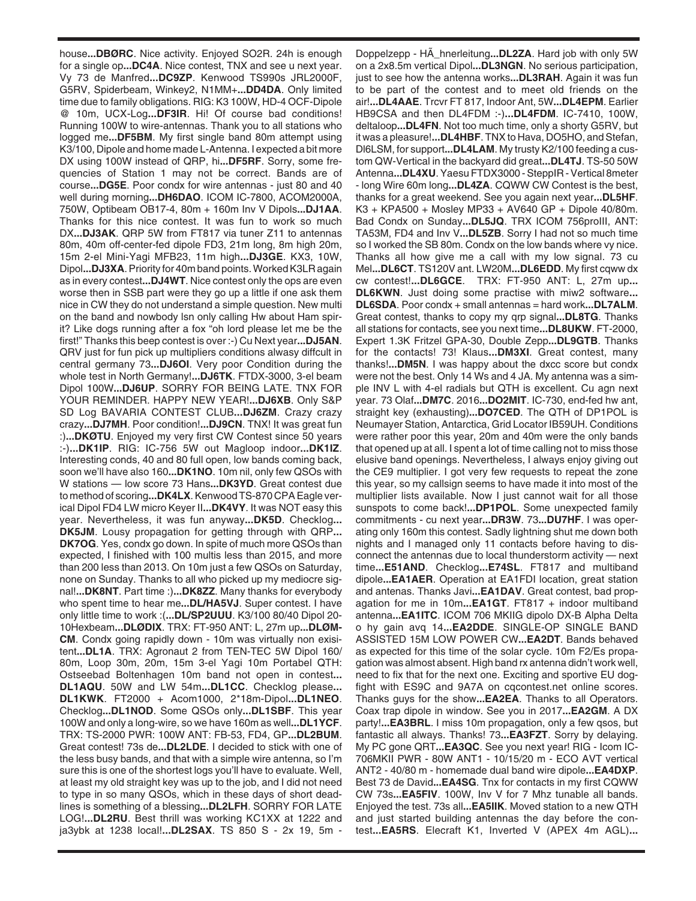house...**DBØRC**. Nice activity. Enjoyed SO2R. 24h is enough for a single op...**DC4A**. Nice contest, TNX and see u next year. Vy 73 de Manfred...**DC9ZP**. Kenwood TS990s JRL2000F, G5RV, Spiderbeam, Winkey2, N1MM+...**DD4DA**. Only limited time due to family obligations. RIG: K3 100W, HD-4 OCF-Dipole @ 10m, UCX-Log...**DF3IR**. Hi! Of course bad conditions! Running 100W to wire-antennas. Thank you to all stations who logged me...**DF5BM**. My first single band 80m attempt using K3/100, Dipole and home made L-Antenna. I expected a bit more DX using 100W instead of QRP, hi...**DF5RF**. Sorry, some frequencies of Station 1 may not be correct. Bands are of course...**DG5E**. Poor condx for wire antennas - just 80 and 40 well during morning...**DH6DAO**. ICOM IC-7800, ACOM2000A, 750W, Optibeam OB17-4, 80m + 160m Inv V Dipols...**DJ1AA**. Thanks for this nice contest. It was fun to work so much DX...**DJ3AK**. QRP 5W from FT817 via tuner Z11 to antennas 80m, 40m off-center-fed dipole FD3, 21m long, 8m high 20m, 15m 2-el Mini-Yagi MFB23, 11m high...**DJ3GE**. KX3, 10W, Dipol...**DJ3XA**. Priority for 40m band points. Worked K3LR again as in every contest...**DJ4WT**. Nice contest only the ops are even worse then in SSB part were they go up a little if one ask them nice in CW they do not understand a simple question. New multi on the band and nobody lsn only calling Hw about Ham spirit? Like dogs running after a fox "oh lord please let me be the first!" Thanks this beep contest is over :-) Cu Next year...**DJ5AN**. QRV just for fun pick up multipliers conditions alwasy diffcult in central germany 73...**DJ6OI**. Very poor Condition during the whole test in North Germany!...**DJ6TK**. FTDX-3000, 3-el beam Dipol 100W...**DJ6UP**. SORRY FOR BEING LATE. TNX FOR YOUR REMINDER. HAPPY NEW YEAR!...**DJ6XB**. Only S&P SD Log BAVARIA CONTEST CLUB...**DJ6ZM**. Crazy crazy crazy...**DJ7MH**. Poor condition!...**DJ9CN**. TNX! It was great fun :)...**DKØTU**. Enjoyed my very first CW Contest since 50 years :-)...**DK1IP**. RIG: IC-756 5W out Magloop indoor...**DK1IZ**. Interesting conds, 40 and 80 full open, low bands coming back, soon we'll have also 160...**DK1NO**. 10m nil, only few QSOs with W stations — low score 73 Hans...**DK3YD**. Great contest due to method of scoring...**DK4LX**. Kenwood TS-870 CPA Eagle vertical Dipol FD4 LW micro Keyer II...**DK4VY**. It was NOT easy this year. Nevertheless, it was fun anyway...**DK5D**. Checklog...**DK5JM**. Lousy propagation for getting through with QRP...**DK7OG**. Yes, condx go down. In spite of much more QSOs than expected, I finished with 100 multis less than 2015, and more than 200 less than 2013. On 10m just a few QSOs on Saturday, none on Sunday. Thanks to all who picked up my mediocre signal!...**DK8NT**. Part time :)...**DK8ZZ**. Many thanks for everybody who spent time to hear me...**DL/HA5VJ**. Super contest. I have only little time to work :(...**DL/SP2UUU**. K3/100 80/40 Dipol 20-10Hexbeam...**DLØDIX**. TRX: FT-950 ANT: L, 27m up...**DLØMCM**. Condx going rapidly down - 10m was virtually non exisitent...**DL1A**. TRX: Agronaut 2 from TEN-TEC 5W Dipol 160/80m, Loop 30m, 20m, 15m 3-el Yagi 10m Portabel QTH: Ostseebad Boltenhagen 10m band not open in contest...**DL1AQU**. 50W and LW 54m...**DL1CC**. Checklog please...**DL1KWK**. FT2000 + Acom1000, 2*18m-Dipol...**DL1NEO**. Checklog...**DL1NOD**. Some QSOs only...**DL1SBF**. This year 100W and only a long-wire, so we have 160m as well...**DL1YCF**. TRX: TS-2000 PWR: 100W ANT: FB-53, FD4, GP...**DL2BUM**. Great contest! 73s de...**DL2LDE**. I decided to stick with one of the less busy bands, and that with a simple wire antenna, so I'm sure this is one of the shortest logs you'll have to evaluate. Well, at least my old straight key was up to the job, and I did not need to type in so many QSOs, which in these days of short deadlines is something of a blessing...**DL2LFH**. SORRY FOR LATE LOG!...**DL2RU**. Best thrill was working KC1XX at 1222 and ja3ybk at 1238 local!...**DL2SAX**. TS 850 S - 2x 19, 5m - Doppelzepp - HÃ_hnerleitung...**DL2ZA**. Hard job with only 5W on a 2x8.5m vertical Dipol...**DL3NGN**. No serious participation, just to see how the antenna works...**DL3RAH**. Again it was fun to be part of the contest and to meet old friends on the air!...**DL4AAE**. Trcvr FT 817, Indoor Ant, 5W...**DL4EPM**. Earlier HB9CSA and then DL4FDM :-)...**DL4FDM**. IC-7410, 100W, deltaloop...**DL4FN**. Not too much time, only a shorty G5RV, but it was a pleasure!...**DL4HBF**. TNX to Hava, DO5HO, and Stefan, DI6LSM, for support...**DL4LAM**. My trusty K2/100 feeding a custom QW-Vertical in the backyard did great...**DL4TJ**. TS-50 50W Antenna...**DL4XU**. Yaesu FTDX3000 - SteppIR - Vertical 8meter - long Wire 60m long...**DL4ZA**. CQWW CW Contest is the best, thanks for a great weekend. See you again next year...**DL5HF**. K3 + KPA500 + Mosley MP33 + AV640 GP + Dipole 40/80m. Bad Condx on Sunday...**DL5JQ**. TRX ICOM 756proIII, ANT: TA53M, FD4 and Inv V...**DL5ZB**. Sorry I had not so much time so I worked the SB 80m. Condx on the low bands where vy nice. Thanks all how give me a call with my low signal. 73 cu Mel...**DL6CT**. TS120V ant. LW20M...**DL6EDD**. My first cqww dx cw contest!...**DL6GCE**. TRX: FT-950 ANT: L, 27m up...**DL6KWN**. Just doing some practise with miw2 software...**DL6SDA**. Poor condx + small antennas = hard work...**DL7ALM**. Great contest, thanks to copy my qrp signal...**DL8TG**. Thanks all stations for contacts, see you next time...**DL8UKW**. FT-2000, Expert 1.3K Fritzel GPA-30, Double Zepp...**DL9GTB**. Thanks for the contacts! 73! Klaus...**DM3XI**. Great contest, many thanks!...**DM5N**. I was happy about the dxcc score but condx were not the best. Only 14 Ws and 4 JA. My antenna was a simple INV L with 4-el radials but QTH is excellent. Cu agn next year. 73 Olaf...**DM7C**. 2016...**DO2MIT**. IC-730, end-fed hw ant, straight key (exhausting)...**DO7CED**. The QTH of DP1POL is Neumayer Station, Antarctica, Grid Locator IB59UH. Conditions were rather poor this year, 20m and 40m were the only bands that opened up at all. I spent a lot of time calling not to miss those elusive band openings. Nevertheless, I always enjoy giving out the CE9 multiplier. I got very few requests to repeat the zone this year, so my callsign seems to have made it into most of the multiplier lists available. Now I just cannot wait for all those sunspots to come back!...**DP1POL**. Some unexpected family commitments - cu next year...**DR3W**. 73...**DU7HF**. I was operating only 160m this contest. Sadly lightning shut me down both nights and I managed only 11 contacts before having to disconnect the antennas due to local thunderstorm activity — next time...**E51AND**. Checklog...**E74SL**. FT817 and multiband dipole...**EA1AER**. Operation at EA1FDI location, great station and antenas. Thanks Javi...**EA1DAV**. Great contest, bad propagation for me in 10m...**EA1GT**. FT817 + indoor multiband antenna...**EA1ITC**. ICOM 706 MKIIG dipolo DX-B Alpha Delta o hy gain avq 14...**EA2DDE**. SINGLE-OP SINGLE BAND ASSISTED 15M LOW POWER CW...**EA2DT**. Bands behaved as expected for this time of the solar cycle. 10m F2/Es propagation was almost absent. High band rx antenna didn't work well, need to fix that for the next one. Exciting and sportive EU dogfight with ES9C and 9A7A on cqcontest.net online scores. Thanks guys for the show...**EA2EA**. Thanks to all Operators. Coax trap dipole in window. See you in 2017...**EA2GM**. A DX party!...**EA3BRL**. I miss 10m propagation, only a few qsos, but fantastic all always. Thanks! 73...**EA3FZT**. Sorry by delaying. My PC gone QRT...**EA3QC**. See you next year! RIG - Icom IC-706MKII PWR - 80W ANT1 - 10/15/20 m - ECO AVT vertical ANT2 - 40/80 m - homemade dual band wire dipole...**EA4DXP**. Best 73 de David...**EA4SG**. Tnx for contacts in my first CQWW CW 73s...**EA5FIV**. 100W, Inv V for 7 Mhz tunable all bands. Enjoyed the test. 73s all...**EA5IIK**. Moved station to a new QTH and just started building antennas the day before the contest...**EA5RS**. Elecraft K1, Inverted V (APEX 4m AGL)...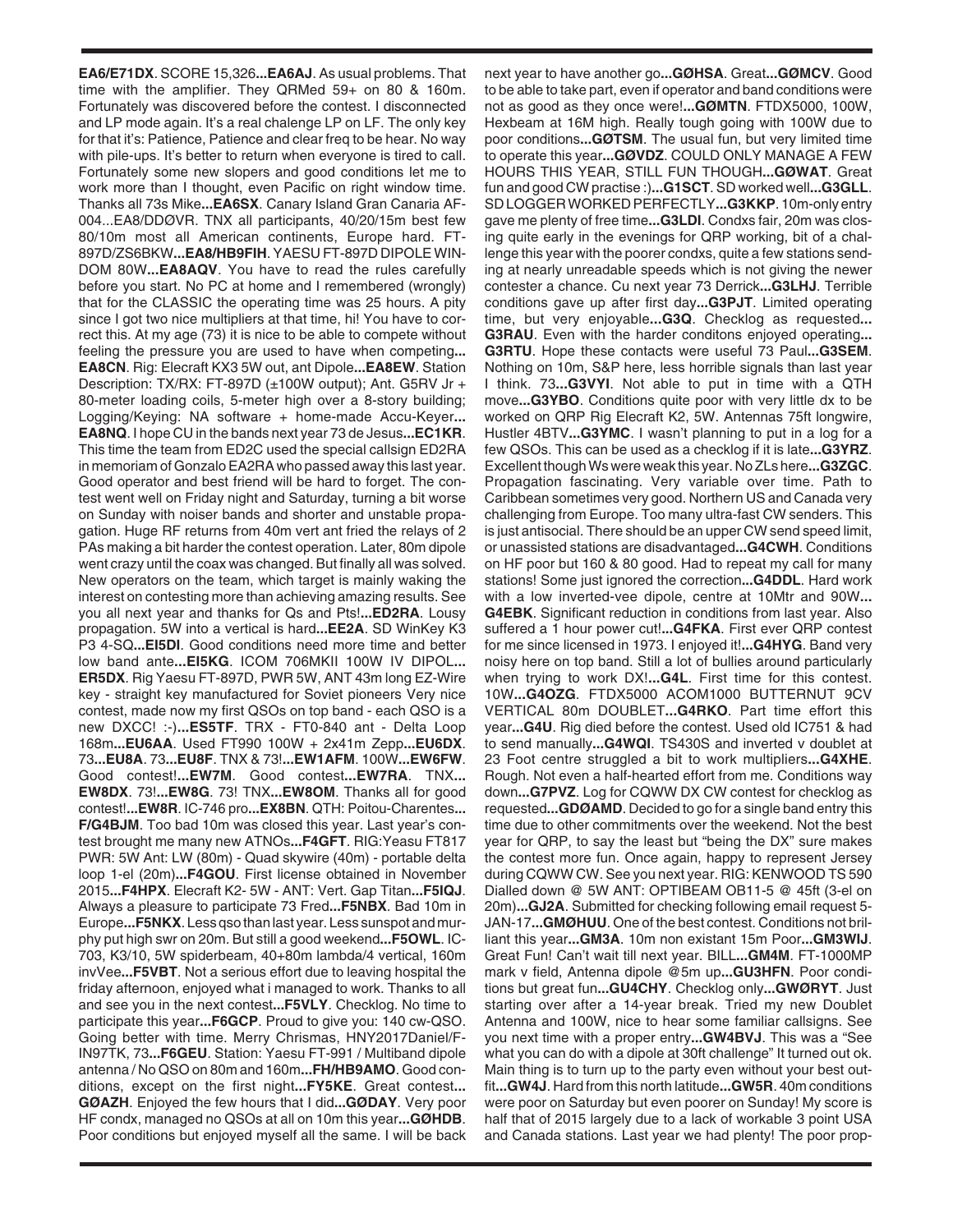**EA6/E71DX**. SCORE 15,326**...EA6AJ**. As usual problems. That time with the amplifier. They QRMed 59+ on 80 & 160m. Fortunately was discovered before the contest. I disconnected and LP mode again. It's a real chalenge LP on LF. The only key for that it's: Patience, Patience and clear freq to be hear. No way with pile-ups. It's better to return when everyone is tired to call. Fortunately some new slopers and good conditions let me to work more than I thought, even Pacific on right window time. Thanks all 73s Mike**...EA6SX**. Canary Island Gran Canaria AF-004...EA8/DDØVR. TNX all participants, 40/20/15m best few 80/10m most all American continents, Europe hard. FT-897D/ZS6BKW**...EA8/HB9FIH**. YAESU FT-897D DIPOLE WINDOM 80W**...EA8AQV**. You have to read the rules carefully before you start. No PC at home and I remembered (wrongly) that for the CLASSIC the operating time was 25 hours. A pity since I got two nice multipliers at that time, hi! You have to correct this. At my age (73) it is nice to be able to compete without feeling the pressure you are used to have when competing**... EA8CN**. Rig: Elecraft KX3 5W out, ant Dipole**...EA8EW**. Station Description: TX/RX: FT-897D (±100W output); Ant. G5RV Jr + 80-meter loading coils, 5-meter high over a 8-story building; Logging/Keying: NA software + home-made Accu-Keyer**... EA8NQ**. I hope CU in the bands next year 73 de Jesus**...EC1KR**. This time the team from ED2C used the special callsign ED2RA in memoriam of Gonzalo EA2RA who passed away this last year. Good operator and best friend will be hard to forget. The contest went well on Friday night and Saturday, turning a bit worse on Sunday with noiser bands and shorter and unstable propagation. Huge RF returns from 40m vert ant fried the relays of 2 PAs making a bit harder the contest operation. Later, 80m dipole went crazy until the coax was changed. But finally all was solved. New operators on the team, which target is mainly waking the interest on contesting more than achieving amazing results. See you all next year and thanks for Qs and Pts!**...ED2RA**. Lousy propagation. 5W into a vertical is hard**...EE2A**. SD WinKey K3 P3 4-SQ**...EI5DI**. Good conditions need more time and better low band ante**...EI5KG**. ICOM 706MKII 100W IV DIPOL**... ER5DX**. Rig Yaesu FT-897D, PWR 5W, ANT 43m long EZ-Wire key - straight key manufactured for Soviet pioneers Very nice contest, made now my first QSOs on top band - each QSO is a new DXCC! :-)**...ES5TF**. TRX - FT0-840 ant - Delta Loop 168m**...EU6AA**. Used FT990 100W + 2x41m Zepp**...EU6DX**. 73**...EU8A**. 73**...EU8F**. TNX & 73!**...EW1AFM**. 100W**...EW6FW**. Good contest!**...EW7M**. Good contest**...EW7RA**. TNX**... EW8DX**. 73!**...EW8G**. 73! TNX**...EW8OM**. Thanks all for good contest!**...EW8R**. IC-746 pro**...EX8BN**. QTH: Poitou-Charentes**... F/G4BJM**. Too bad 10m was closed this year. Last year's contest brought me many new ATNOs**...F4GFT**. RIG:Yeasu FT817 PWR: 5W Ant: LW (80m) - Quad skywire (40m) - portable delta loop 1-el (20m)**...F4GOU**. First license obtained in November 2015**...F4HPX**. Elecraft K2- 5W - ANT: Vert. Gap Titan**...F5IQJ**. Always a pleasure to participate 73 Fred**...F5NBX**. Bad 10m in Europe**...F5NKX**. Less qso than last year. Less sunspot and murphy put high swr on 20m. But still a good weekend**...F5OWL**. IC-703, K3/10, 5W spiderbeam, 40+80m lambda/4 vertical, 160m invVee**...F5VBT**. Not a serious effort due to leaving hospital the friday afternoon, enjoyed what i managed to work. Thanks to all and see you in the next contest**...F5VLY**. Checklog. No time to participate this year**...F6GCP**. Proud to give you: 140 cw-QSO. Going better with time. Merry Chrismas, HNY2017Daniel/F-IN97TK, 73**...F6GEU**. Station: Yaesu FT-991 / Multiband dipole antenna / No QSO on 80m and 160m**...FH/HB9AMO**. Good conditions, except on the first night**...FY5KE**. Great contest**... GØAZH**. Enjoyed the few hours that I did**...GØDAY**. Very poor HF condx, managed no QSOs at all on 10m this year**...GØHDB**. Poor conditions but enjoyed myself all the same. I will be back next year to have another go**...GØHSA**. Great**...GØMCV**. Good to be able to take part, even if operator and band conditions were not as good as they once were!**...GØMTN**. FTDX5000, 100W, Hexbeam at 16M high. Really tough going with 100W due to poor conditions**...GØTSM**. The usual fun, but very limited time to operate this year**...GØVDZ**. COULD ONLY MANAGE A FEW HOURS THIS YEAR, STILL FUN THOUGH**...GØWAT**. Great fun and good CW practise :)**...G1SCT**. SD worked well**...G3GLL**. SD LOGGER WORKED PERFECTLY**...G3KKP**. 10m-only entry gave me plenty of free time**...G3LDI**. Condxs fair, 20m was closing quite early in the evenings for QRP working, bit of a challenge this year with the poorer condxs, quite a few stations sending at nearly unreadable speeds which is not giving the newer contester a chance. Cu next year 73 Derrick**...G3LHJ**. Terrible conditions gave up after first day**...G3PJT**. Limited operating time, but very enjoyable**...G3Q**. Checklog as requested**... G3RAU**. Even with the harder conditons enjoyed operating**... G3RTU**. Hope these contacts were useful 73 Paul**...G3SEM**. Nothing on 10m, S&P here, less horrible signals than last year I think. 73**...G3VYI**. Not able to put in time with a QTH move**...G3YBO**. Conditions quite poor with very little dx to be worked on QRP Rig Elecraft K2, 5W. Antennas 75ft longwire, Hustler 4BTV**...G3YMC**. I wasn't planning to put in a log for a few QSOs. This can be used as a checklog if it is late**...G3YRZ**. Excellent though Ws were weak this year. No ZLs here**...G3ZGC**. Propagation fascinating. Very variable over time. Path to Caribbean sometimes very good. Northern US and Canada very challenging from Europe. Too many ultra-fast CW senders. This is just antisocial. There should be an upper CW send speed limit, or unassisted stations are disadvantaged**...G4CWH**. Conditions on HF poor but 160 & 80 good. Had to repeat my call for many stations! Some just ignored the correction**...G4DDL**. Hard work with a low inverted-vee dipole, centre at 10Mtr and 90W**... G4EBK**. Significant reduction in conditions from last year. Also suffered a 1 hour power cut!**...G4FKA**. First ever QRP contest for me since licensed in 1973. I enjoyed it!**...G4HYG**. Band very noisy here on top band. Still a lot of bullies around particularly when trying to work DX!**...G4L**. First time for this contest. 10W**...G4OZG**. FTDX5000 ACOM1000 BUTTERNUT 9CV VERTICAL 80m DOUBLET**...G4RKO**. Part time effort this year**...G4U**. Rig died before the contest. Used old IC751 & had to send manually**...G4WQI**. TS430S and inverted v doublet at 23 Foot centre struggled a bit to work multipliers**...G4XHE**. Rough. Not even a half-hearted effort from me. Conditions way down**...G7PVZ**. Log for CQWW DX CW contest for checklog as requested**...GDØAMD**. Decided to go for a single band entry this time due to other commitments over the weekend. Not the best year for QRP, to say the least but "being the DX" sure makes the contest more fun. Once again, happy to represent Jersey during CQWW CW. See you next year. RIG: KENWOOD TS 590 Dialled down @ 5W ANT: OPTIBEAM OB11-5 @ 45ft (3-el on 20m)**...GJ2A**. Submitted for checking following email request 5-JAN-17**...GMØHUU**. One of the best contest. Conditions not brilliant this year**...GM3A**. 10m non existant 15m Poor**...GM3WIJ**. Great Fun! Can't wait till next year. BILL**...GM4M**. FT-1000MP mark v field, Antenna dipole @5m up**...GU3HFN**. Poor conditions but great fun**...GU4CHY**. Checklog only**...GWØRYT**. Just starting over after a 14-year break. Tried my new Doublet Antenna and 100W, nice to hear some familiar callsigns. See you next time with a proper entry**...GW4BVJ**. This was a "See what you can do with a dipole at 30ft challenge" It turned out ok. Main thing is to turn up to the party even without your best outfit**...GW4J**. Hard from this north latitude**...GW5R**. 40m conditions were poor on Saturday but even poorer on Sunday! My score is half that of 2015 largely due to a lack of workable 3 point USA and Canada stations. Last year we had plenty! The poor prop-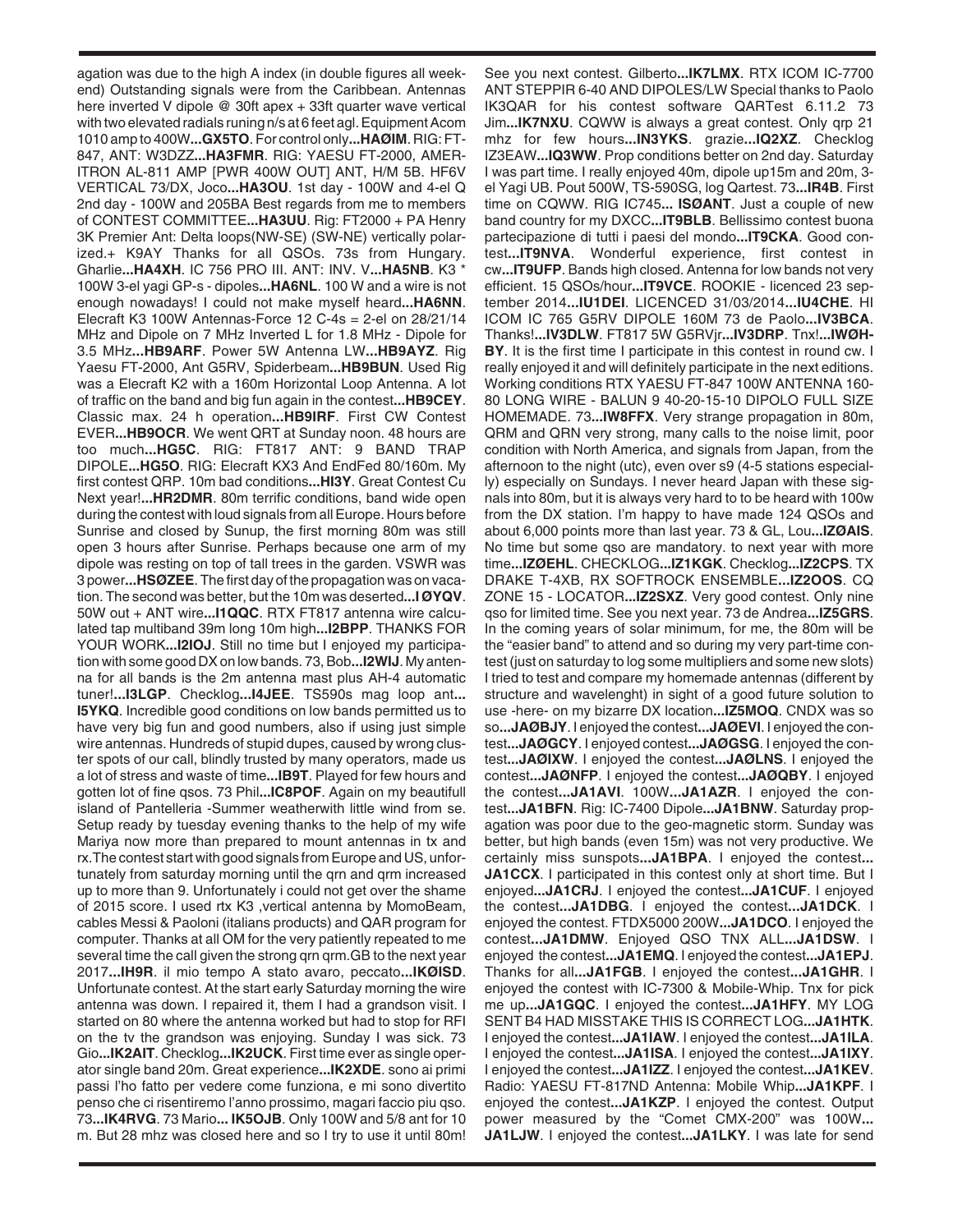agation was due to the high A index (in double figures all weekend) Outstanding signals were from the Caribbean. Antennas here inverted V dipole @ 30ft apex + 33ft quarter wave vertical with two elevated radials runing n/s at 6 feet agl. Equipment Acom 1010 amp to 400W**...GX5TO**. For control only**...HAØIM**. RIG: FT-847, ANT: W3DZZ**...HA3FMR**. RIG: YAESU FT-2000, AMERITRON AL-811 AMP [PWR 400W OUT] ANT, H/M 5B. HF6V VERTICAL 73/DX, Joco**...HA3OU**. 1st day - 100W and 4-el Q 2nd day - 100W and 205BA Best regards from me to members of CONTEST COMMITTEE**...HA3UU**. Rig: FT2000 + PA Henry 3K Premier Ant: Delta loops(NW-SE) (SW-NE) vertically polarized.+ K9AY Thanks for all QSOs. 73s from Hungary. Gharlie**...HA4XH**. IC 756 PRO III. ANT: INV. V**...HA5NB**. K3 * 100W 3-el yagi GP-s - dipoles**...HA6NL**. 100 W and a wire is not enough nowadays! I could not make myself heard**...HA6NN**. Elecraft K3 100W Antennas-Force 12 C-4s = 2-el on 28/21/14 MHz and Dipole on 7 MHz Inverted L for 1.8 MHz - Dipole for 3.5 MHz**...HB9ARF**. Power 5W Antenna LW**...HB9AYZ**. Rig Yaesu FT-2000, Ant G5RV, Spiderbeam**...HB9BUN**. Used Rig was a Elecraft K2 with a 160m Horizontal Loop Antenna. A lot of traffic on the band and big fun again in the contest**...HB9CEY**. Classic max. 24 h operation**...HB9IRF**. First CW Contest EVER**...HB9OCR**. We went QRT at Sunday noon. 48 hours are too much**...HG5C**. RIG: FT817 ANT: 9 BAND TRAP DIPOLE**...HG5O**. RIG: Elecraft KX3 And EndFed 80/160m. My first contest QRP. 10m bad conditions**...HI3Y**. Great Contest Cu Next year!**...HR2DMR**. 80m terrific conditions, band wide open during the contest with loud signals from all Europe. Hours before Sunrise and closed by Sunup, the first morning 80m was still open 3 hours after Sunrise. Perhaps because one arm of my dipole was resting on top of tall trees in the garden. VSWR was 3 power**...HSØZEE**. The first day of the propagation was on vacation. The second was better, but the 10m was deserted**...IØYQV**. 50W out + ANT wire**...I1QQC**. RTX FT817 antenna wire calculated tap multiband 39m long 10m high**...I2BPP**. THANKS FOR YOUR WORK**...I2IOJ**. Still no time but I enjoyed my participation with some good DX on low bands. 73, Bob**...I2WIJ**. My antenna for all bands is the 2m antenna mast plus AH-4 automatic tuner!**...I3LGP**. Checklog**...I4JEE**. TS590s mag loop ant**...I5YKQ**. Incredible good conditions on low bands permitted us to have very big fun and good numbers, also if using just simple wire antennas. Hundreds of stupid dupes, caused by wrong cluster spots of our call, blindly trusted by many operators, made us a lot of stress and waste of time**...IB9T**. Played for few hours and gotten lot of fine qsos. 73 Phil**...IC8POF**. Again on my beautifull island of Pantelleria -Summer weatherwith little wind from se. Setup ready by tuesday evening thanks to the help of my wife Mariya now more than prepared to mount antennas in tx and rx.The contest start with good signals from Europe and US, unfortunately from saturday morning until the qrn and qrm increased up to more than 9. Unfortunately i could not get over the shame of 2015 score. I used rtx K3 ,vertical antenna by MomoBeam, cables Messi & Paoloni (italians products) and QAR program for computer. Thanks at all OM for the very patiently repeated to me several time the call given the strong qrn qrm.GB to the next year 2017**...IH9R**. il mio tempo A stato avaro, peccato**...IKØISD**. Unfortunate contest. At the start early Saturday morning the wire antenna was down. I repaired it, them I had a grandson visit. I started on 80 where the antenna worked but had to stop for RFI on the tv the grandson was enjoying. Sunday I was sick. 73 Gio**...IK2AIT**. Checklog**...IK2UCK**. First time ever as single operator single band 20m. Great experience**...IK2XDE**. sono ai primi passi l'ho fatto per vedere come funziona, e mi sono divertito penso che ci risentiremo l'anno prossimo, magari faccio piu qso. 73**...IK4RVG**. 73 Mario**... IK5OJB**. Only 100W and 5/8 ant for 10 m. But 28 mhz was closed here and so I try to use it until 80m! See you next contest. Gilberto**...IK7LMX**. RTX ICOM IC-7700 ANT STEPPIR 6-40 AND DIPOLES/LW Special thanks to Paolo IK3QAR for his contest software QARTest 6.11.2 73 Jim**...IK7NXU**. CQWW is always a great contest. Only qrp 21 mhz for few hours**...IN3YKS**. grazie**...IQ2XZ**. Checklog IZ3EAW**...IQ3WW**. Prop conditions better on 2nd day. Saturday I was part time. I really enjoyed 40m, dipole up15m and 20m, 3-el Yagi UB. Pout 500W, TS-590SG, log Qartest. 73**...IR4B**. First time on CQWW. RIG IC745**... ISØANT**. Just a couple of new band country for my DXCC**...IT9BLB**. Bellissimo contest buona partecipazione di tutti i paesi del mondo**...IT9CKA**. Good contest**...IT9NVA**. Wonderful experience, first contest in cw**...IT9UFP**. Bands high closed. Antenna for low bands not very efficient. 15 QSOs/hour**...IT9VCE**. ROOKIE - licenced 23 september 2014**...IU1DEI**. LICENCED 31/03/2014**...IU4CHE**. HI ICOM IC 765 G5RV DIPOLE 160M 73 de Paolo**...IV3BCA**. Thanks!**...IV3DLW**. FT817 5W G5RVjr**...IV3DRP**. Tnx!**...IWØHBY**. It is the first time I participate in this contest in round cw. I really enjoyed it and will definitely participate in the next editions. Working conditions RTX YAESU FT-847 100W ANTENNA 160-80 LONG WIRE - BALUN 9 40-20-15-10 DIPOLO FULL SIZE HOMEMADE. 73**...IW8FFX**. Very strange propagation in 80m, QRM and QRN very strong, many calls to the noise limit, poor condition with North America, and signals from Japan, from the afternoon to the night (utc), even over s9 (4-5 stations especially) especially on Sundays. I never heard Japan with these signals into 80m, but it is always very hard to to be heard with 100w from the DX station. I'm happy to have made 124 QSOs and about 6,000 points more than last year. 73 & GL, Lou**...IZØAIS**. No time but some qso are mandatory. to next year with more time**...IZØEHL**. CHECKLOG**...IZ1KGK**. Checklog**...IZ2CPS**. TX DRAKE T-4XB, RX SOFTROCK ENSEMBLE**...IZ2OOS**. CQ ZONE 15 - LOCATOR**...IZ2SXZ**. Very good contest. Only nine qso for limited time. See you next year. 73 de Andrea**...IZ5GRS**. In the coming years of solar minimum, for me, the 80m will be the "easier band" to attend and so during my very part-time contest (just on saturday to log some multipliers and some new slots) I tried to test and compare my homemade antennas (different by structure and wavelenght) in sight of a good future solution to use -here- on my bizarre DX location**...IZ5MOQ**. CNDX was so so**...JAØBJY**. I enjoyed the contest**...JAØEVI**. I enjoyed the contest**...JAØGCY**. I enjoyed contest**...JAØGSG**. I enjoyed the contest**...JAØIXW**. I enjoyed the contest**...JAØLNS**. I enjoyed the contest**...JAØNFP**. I enjoyed the contest**...JAØQBY**. I enjoyed the contest**...JA1AVI**. 100W**...JA1AZR**. I enjoyed the contest**...JA1BFN**. Rig: IC-7400 Dipole**...JA1BNW**. Saturday propagation was poor due to the geo-magnetic storm. Sunday was better, but high bands (even 15m) was not very productive. We certainly miss sunspots**...JA1BPA**. I enjoyed the contest**... JA1CCX**. I participated in this contest only at short time. But I enjoyed**...JA1CRJ**. I enjoyed the contest**...JA1CUF**. I enjoyed the contest**...JA1DBG**. I enjoyed the contest**...JA1DCK**. I enjoyed the contest. FTDX5000 200W**...JA1DCO**. I enjoyed the contest**...JA1DMW**. Enjoyed QSO TNX ALL**...JA1DSW**. I enjoyed the contest**...JA1EMQ**. I enjoyed the contest**...JA1EPJ**. Thanks for all**...JA1FGB**. I enjoyed the contest**...JA1GHR**. I enjoyed the contest with IC-7300 & Mobile-Whip. Tnx for pick me up**...JA1GQC**. I enjoyed the contest**...JA1HFY**. MY LOG SENT B4 HAD MISSTAKE THIS IS CORRECT LOG**...JA1HTK**. I enjoyed the contest**...JA1IAW**. I enjoyed the contest**...JA1ILA**. I enjoyed the contest**...JA1ISA**. I enjoyed the contest**...JA1IXY**. I enjoyed the contest**...JA1IZZ**. I enjoyed the contest**...JA1KEV**. Radio: YAESU FT-817ND Antenna: Mobile Whip**...JA1KPF**. I enjoyed the contest**...JA1KZP**. I enjoyed the contest. Output power measured by the "Comet CMX-200" was 100W**... JA1LJW**. I enjoyed the contest**...JA1LKY**. I was late for send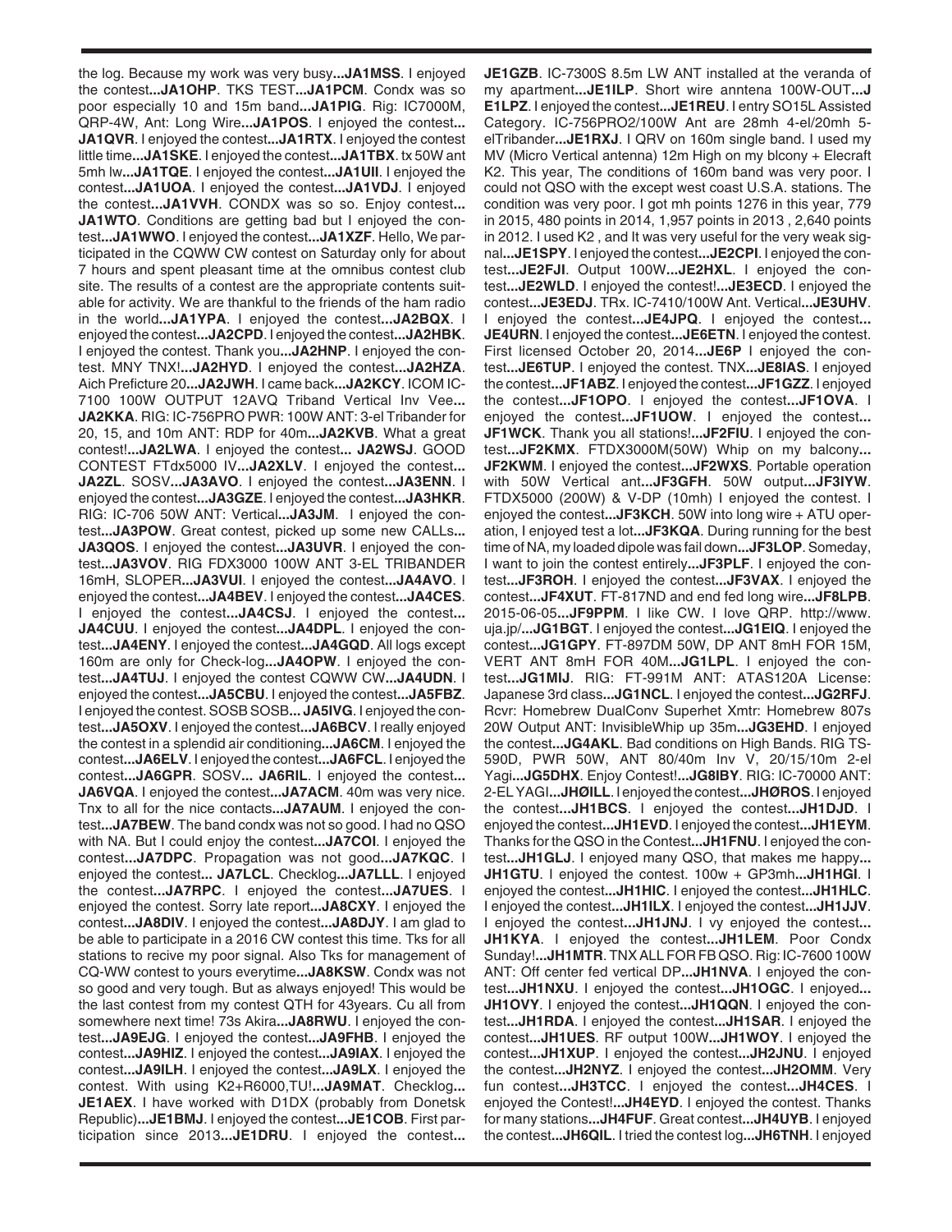the log. Because my work was very busy...**JA1MSS**. I enjoyed the contest...**JA1OHP**. TKS TEST...**JA1PCM**. Condx was so poor especially 10 and 15m band...**JA1PIG**. Rig: IC7000M, QRP-4W, Ant: Long Wire...**JA1POS**. I enjoyed the contest... **JA1QVR**. I enjoyed the contest...**JA1RTX**. I enjoyed the contest little time...**JA1SKE**. I enjoyed the contest...**JA1TBX**. tx 50W ant 5mh lw...**JA1TQE**. I enjoyed the contest...**JA1UII**. I enjoyed the contest...**JA1UOA**. I enjoyed the contest...**JA1VDJ**. I enjoyed the contest...**JA1VVH**. CONDX was so so. Enjoy contest... **JA1WTO**. Conditions are getting bad but I enjoyed the contest...**JA1WWO**. I enjoyed the contest...**JA1XZF**. Hello, We participated in the CQWW CW contest on Saturday only for about 7 hours and spent pleasant time at the omnibus contest club site. The results of a contest are the appropriate contents suitable for activity. We are thankful to the friends of the ham radio in the world...**JA1YPA**. I enjoyed the contest...**JA2BQX**. I enjoyed the contest...**JA2CPD**. I enjoyed the contest...**JA2HBK**. I enjoyed the contest. Thank you...**JA2HNP**. I enjoyed the contest. MNY TNX!...**JA2HYD**. I enjoyed the contest...**JA2HZA**. Aich Prefictur 20...**JA2JWH**. I came back...**JA2KCY**. ICOM IC-7100 100W OUTPUT 12AVQ Triband Vertical Inv Vee... **JA2KKA**. RIG: IC-756PRO PWR: 100W ANT: 3-el Tribander for 20, 15, and 10m ANT: RDP for 40m...**JA2KVB**. What a great contest!...**JA2LWA**. I enjoyed the contest... **JA2WSJ**. GOOD CONTEST FTdx5000 IV...**JA2XLV**. I enjoyed the contest... **JA2ZL**. SOSV...**JA3AVO**. I enjoyed the contest...**JA3ENN**. I enjoyed the contest...**JA3GZE**. I enjoyed the contest...**JA3HKR**. RIG: IC-706 50W ANT: Vertical...**JA3JM**. I enjoyed the contest...**JA3POW**. Great contest, picked up some new CALLs... **JA3QOS**. I enjoyed the contest...**JA3UVR**. I enjoyed the contest...**JA3VOV**. RIG FDX3000 100W ANT 3-EL TRIBANDER 16mH, SLOPER...**JA3VUI**. I enjoyed the contest...**JA4AVO**. I enjoyed the contest...**JA4BEV**. I enjoyed the contest...**JA4CES**. I enjoyed the contest...**JA4CSJ**. I enjoyed the contest... **JA4CUU**. I enjoyed the contest...**JA4DPL**. I enjoyed the contest...**JA4ENY**. I enjoyed the contest...**JA4GQD**. All logs except 160m are only for Check-log...**JA4OPW**. I enjoyed the contest...**JA4TUJ**. I enjoyed the contest CQWW CW...**JA4UDN**. I enjoyed the contest...**JA5CBU**. I enjoyed the contest...**JA5FBZ**. I enjoyed the contest. SOSB SOSB... **JA5IVG**. I enjoyed the contest...**JA5OXV**. I enjoyed the contest...**JA6BCV**. I really enjoyed the contest in a splendid air conditioning...**JA6CM**. I enjoyed the contest...**JA6ELV**. I enjoyed the contest...**JA6FCL**. I enjoyed the contest...**JA6GPR**. SOSV... **JA6RIL**. I enjoyed the contest... **JA6VQA**. I enjoyed the contest...**JA7ACM**. 40m was very nice. Tnx to all for the nice contacts...**JA7AUM**. I enjoyed the contest...**JA7BEW**. The band condx was not so good. I had no QSO with NA. But I could enjoy the contest...**JA7COI**. I enjoyed the contest...**JA7DPC**. Propagation was not good...**JA7KQC**. I enjoyed the contest... **JA7LCL**. Checklog...**JA7LLL**. I enjoyed the contest...**JA7RPC**. I enjoyed the contest...**JA7UES**. I enjoyed the contest. Sorry late report...**JA8CXY**. I enjoyed the contest...**JA8DIV**. I enjoyed the contest...**JA8DJY**. I am glad to be able to participate in a 2016 CW contest this time. Tks for all stations to recive my poor signal. Also Tks for management of CQ-WW contest to yours everytime...**JA8KSW**. Condx was not so good and very tough. But as always enjoyed! This would be the last contest from my contest QTH for 43years. Cu all from somewhere next time! 73s Akira...**JA8RWU**. I enjoyed the contest...**JA9EJG**. I enjoyed the contest...**JA9FHB**. I enjoyed the contest...**JA9HIZ**. I enjoyed the contest...**JA9IAX**. I enjoyed the contest...**JA9ILH**. I enjoyed the contest...**JA9LX**. I enjoyed the contest. With using K2+R6000,TU!...**JA9MAT**. Checklog... **JE1AEX**. I have worked with D1DX (probably from Donetsk Republic)...**JE1BMJ**. I enjoyed the contest...**JE1COB**. First participation since 2013...**JE1DRU**. I enjoyed the contest... **JE1GZB**. IC-7300S 8.5m LW ANT installed at the veranda of my apartment...**JE1ILP**. Short wire anntena 100W-OUT...**JE1LPZ**. I enjoyed the contest...**JE1REU**. I entry SO15L Assisted Category. IC-756PRO2/100W Ant are 28mh 4-el/20mh 5-elTribander...**JE1RXJ**. I QRV on 160m single band. I used my MV (Micro Vertical antenna) 12m High on my blcony + Elecraft K2. This year, The conditions of 160m band was very poor. I could not QSO with the except west coast U.S.A. stations. The condition was very poor. I got mh points 1276 in this year, 779 in 2015, 480 points in 2014, 1,957 points in 2013 , 2,640 points in 2012. I used K2 , and It was very useful for the very weak signal...**JE1SPY**. I enjoyed the contest...**JE2CPI**. I enjoyed the contest...**JE2FJI**. Output 100W...**JE2HXL**. I enjoyed the contest...**JE2WLD**. I enjoyed the contest!...**JE3ECD**. I enjoyed the contest...**JE3EDJ**. TRx. IC-7410/100W Ant. Vertical...**JE3UHV**. I enjoyed the contest...**JE4JPQ**. I enjoyed the contest... **JE4URN**. I enjoyed the contest...**JE6ETN**. I enjoyed the contest. First licensed October 20, 2014...**JE6P**. I enjoyed the contest...**JE6TUP**. I enjoyed the contest. TNX...**JE8IAS**. I enjoyed the contest...**JF1ABZ**. I enjoyed the contest...**JF1GZZ**. I enjoyed the contest...**JF1OPO**. I enjoyed the contest...**JF1OVA**. I enjoyed the contest...**JF1UOW**. I enjoyed the contest... **JF1WCK**. Thank you all stations!...**JF2FIU**. I enjoyed the contest...**JF2KMX**. FTDX3000M(50W) Whip on my balcony... **JF2KWM**. I enjoyed the contest...**JF2WXS**. Portable operation with 50W Vertical ant...**JF3GFH**. 50W output...**JF3IYW**. FTDX5000 (200W) & V-DP (10mh) I enjoyed the contest. I enjoyed the contest...**JF3KCH**. 50W into long wire + ATU operation, I enjoyed test a lot...**JF3KQA**. During running for the best time of NA, my loaded dipole was fail down...**JF3LOP**. Someday, I want to join the contest entirely...**JF3PLF**. I enjoyed the contest...**JF3ROH**. I enjoyed the contest...**JF3VAX**. I enjoyed the contest...**JF4XUT**. FT-817ND and end fed long wire...**JF8LPB**. 2015-06-05...**JF9PPM**. I like CW. I love QRP. http://www.uja.jp/...**JG1BGT**. I enjoyed the contest...**JG1EIQ**. I enjoyed the contest...**JG1GPY**. FT-897DM 50W, DP ANT 8mH FOR 15M, VERT ANT 8mH FOR 40M...**JG1LPL**. I enjoyed the contest...**JG1MIJ**. RIG: FT-991M ANT: ATAS120A License: Japanese 3rd class...**JG1NCL**. I enjoyed the contest...**JG2RFJ**. Rcvr: Homebrew DualConv Superhet Xmtr: Homebrew 807s 20W Output ANT: InvisibleWhip up 35m...**JG3EHD**. I enjoyed the contest...**JG4AKL**. Bad conditions on High Bands. RIG TS-590D, PWR 50W, ANT 80/40m Inv V, 20/15/10m 2-el Yagi...**JG5DHX**. Enjoy Contest!...**JG8IBY**. RIG: IC-70000 ANT: 2-EL YAGI...**JHØILL**. I enjoyed the contest...**JHØROS**. I enjoyed the contest...**JH1BCS**. I enjoyed the contest...**JH1DJD**. I enjoyed the contest...**JH1EVD**. I enjoyed the contest...**JH1EYM**. Thanks for the QSO in the Contest...**JH1FNU**. I enjoyed the contest...**JH1GLJ**. I enjoyed many QSO, that makes me happy... **JH1GTU**. I enjoyed the contest. 100w + GP3mh...**JH1HGI**. I enjoyed the contest...**JH1HIC**. I enjoyed the contest...**JH1HLC**. I enjoyed the contest...**JH1ILX**. I enjoyed the contest...**JH1JJV**. I enjoyed the contest...**JH1JNJ**. I vy enjoyed the contest... **JH1KYA**. I enjoyed the contest...**JH1LEM**. Poor Condx Sunday!...**JH1MTR**. TNX ALL FOR FB QSO. Rig: IC-7600 100W ANT: Off center fed vertical DP...**JH1NVA**. I enjoyed the contest...**JH1NXU**. I enjoyed the contest...**JH1OGC**. I enjoyed... **JH1OVY**. I enjoyed the contest...**JH1QQN**. I enjoyed the contest...**JH1RDA**. I enjoyed the contest...**JH1SAR**. I enjoyed the contest...**JH1UES**. RF output 100W...**JH1WOY**. I enjoyed the contest...**JH1XUP**. I enjoyed the contest...**JH2JNU**. I enjoyed the contest...**JH2NYZ**. I enjoyed the contest...**JH2OMM**. Very fun contest...**JH3TCC**. I enjoyed the contest...**JH4CES**. I enjoyed the Contest!...**JH4EYD**. I enjoyed the contest. Thanks for many stations...**JH4FUF**. Great contest...**JH4UYB**. I enjoyed the contest...**JH6QIL**. I tried the contest log...**JH6TNH**. I enjoyed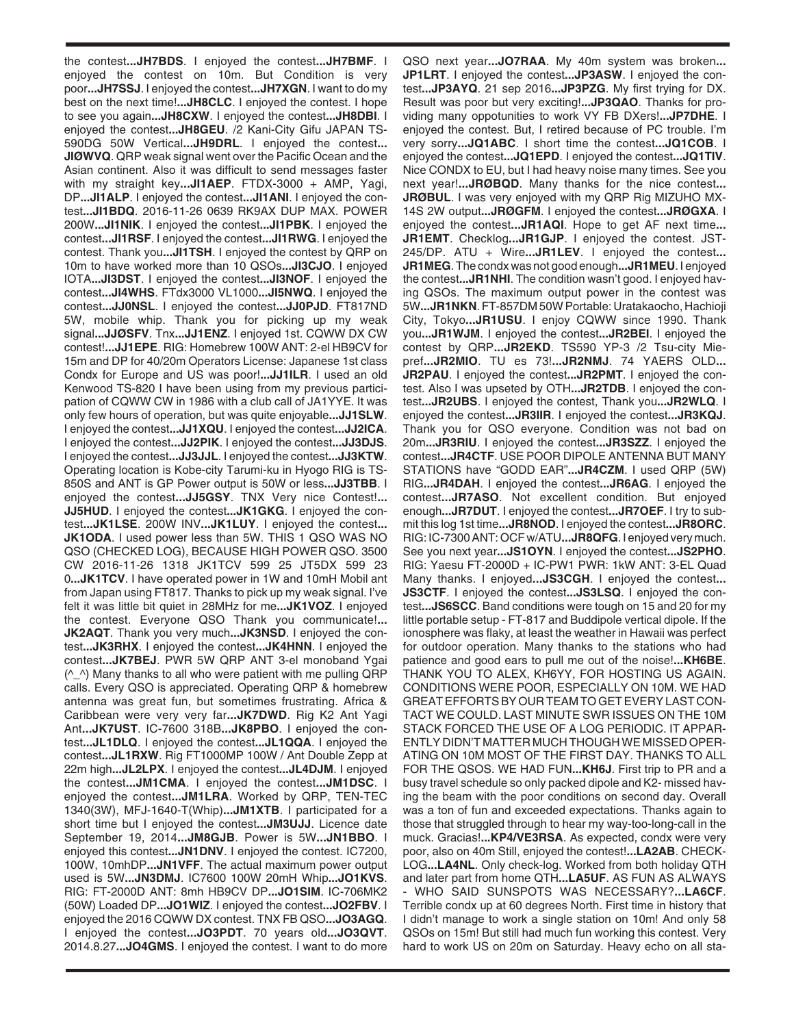the contest...**JH7BDS**. I enjoyed the contest...**JH7BMF**. I enjoyed the contest on 10m. But Condition is very poor...**JH7SSJ**. I enjoyed the contest...**JH7XGN**. I want to do my best on the next time!...**JH8CLC**. I enjoyed the contest. I hope to see you again...**JH8CXW**. I enjoyed the contest...**JH8DBI**. I enjoyed the contest...**JH8GEU**. /2 Kani-City Gifu JAPAN TS-590DG 50W Vertical...**JH9DRL**. I enjoyed the contest...**JIØWVQ**. QRP weak signal went over the Pacific Ocean and the Asian continent. Also it was difficult to send messages faster with my straight key...**JI1AEP**. FTDX-3000 + AMP, Yagi, DP...**JI1ALP**. I enjoyed the contest...**JI1ANI**. I enjoyed the contest...**JI1BDQ**. 2016-11-26 0639 RK9AX DUP MAX. POWER 200W...**JI1NIK**. I enjoyed the contest...**JI1PBK**. I enjoyed the contest...**JI1RSF**. I enjoyed the contest...**JI1RWG**. I enjoyed the contest. Thank you...**JI1TSH**. I enjoyed the contest by QRP on 10m to have worked more than 10 QSOs...**JI3CJO**. I enjoyed IOTA...**JI3DST**. I enjoyed the contest...**JI3NOF**. I enjoyed the contest...**JI4WHS**. FTdx3000 VL1000...**JI5NWQ**. I enjoyed the contest...**JJ0NSL**. I enjoyed the contest...**JJ0PJD**. FT817ND 5W, mobile whip. Thank you for picking up my weak signal...**JJØSFV**. Tnx...**JJ1ENZ**. I enjoyed 1st. CQWW DX CW contest!...**JJ1EPE**. RIG: Homebrew 100W ANT: 2-el HB9CV for 15m and DP for 40/20m Operators License: Japanese 1st class Condx for Europe and US was poor!...**JJ1ILR**. I used an old Kenwood TS-820 I have been using from my previous participation of CQWW CW in 1986 with a club call of JA1YYE. It was only few hours of operation, but was quite enjoyable...**JJ1SLW**. I enjoyed the contest...**JJ1XQU**. I enjoyed the contest...**JJ2ICA**. I enjoyed the contest...**JJ2PIK**. I enjoyed the contest...**JJ3DJS**. I enjoyed the contest...**JJ3JJL**. I enjoyed the contest...**JJ3KTW**. Operating location is Kobe-city Tarumi-ku in Hyogo RIG is TS-850S and ANT is GP Power output is 50W or less...**JJ3TBB**. I enjoyed the contest...**JJ5GSY**. TNX Very nice Contest!...**JJ5HUD**. I enjoyed the contest...**JK1GKG**. I enjoyed the contest...**JK1LSE**. 200W INV...**JK1LUY**. I enjoyed the contest...**JK1ODA**. I used power less than 5W. THIS 1 QSO WAS NO QSO (CHECKED LOG), BECAUSE HIGH POWER QSO. 3500 CW 2016-11-26 1318 JK1TCV 599 25 JT5DX 599 23 0...**JK1TCV**. I have operated power in 1W and 10mH Mobil ant from Japan using FT817. Thanks to pick up my weak signal. I've felt it was little bit quiet in 28MHz for me...**JK1VOZ**. I enjoyed the contest. Everyone QSO Thank you communicate!...**JK2AQT**. Thank you very much...**JK3NSD**. I enjoyed the contest...**JK3RHX**. I enjoyed the contest...**JK4HNN**. I enjoyed the contest...**JK7BEJ**. PWR 5W QRP ANT 3-el monoband Ygai (^_^) Many thanks to all who were patient with me pulling QRP calls. Every QSO is appreciated. Operating QRP & homebrew antenna was great fun, but sometimes frustrating. Africa & Caribbean were very very far...**JK7DWD**. Rig K2 Ant Yagi Ant...**JK7UST**. IC-7600 318B...**JK8PBO**. I enjoyed the contest...**JL1DLQ**. I enjoyed the contest...**JL1QQA**. I enjoyed the contest...**JL1RXW**. Rig FT1000MP 100W / Ant Double Zepp at 22m high...**JL2LPX**. I enjoyed the contest...**JL4DJM**. I enjoyed the contest...**JM1CMA**. I enjoyed the contest...**JM1DSC**. I enjoyed the contest...**JM1LRA**. Worked by QRP, TEN-TEC 1340(3W), MFJ-1640-T(Whip)...**JM1XTB**. I participated for a short time but I enjoyed the contest...**JM3UJJ**. Licence date September 19, 2014...**JM8GJB**. Power is 5W...**JN1BBO**. I enjoyed this contest...**JN1DNV**. I enjoyed the contest. IC7200, 100W, 10mhDP...**JN1VFF**. The actual maximum power output used is 5W...**JN3DMJ**. IC7600 100W 20mH Whip...**JO1KVS**. RIG: FT-2000D ANT: 8mh HB9CV DP...**JO1SIM**. IC-706MK2 (50W) Loaded DP...**JO1WIZ**. I enjoyed the contest...**JO2FBV**. I enjoyed the 2016 CQWW DX contest. TNX FB QSO...**JO3AGQ**. I enjoyed the contest...**JO3PDT**. 70 years old...**JO3QVT**. 2014.8.27...**JO4GMS**. I enjoyed the contest. I want to do more QSO next year...**JO7RAA**. My 40m system was broken...**JP1LRT**. I enjoyed the contest...**JP3ASW**. I enjoyed the contest...**JP3AYQ**. 21 sep 2016...**JP3PZG**. My first trying for DX. Result was poor but very exciting!...**JP3QAO**. Thanks for providing many oppotunities to work VY FB DXers!...**JP7DHE**. I enjoyed the contest. But, I retired because of PC trouble. I'm very sorry...**JQ1ABC**. I short time the contest...**JQ1COB**. I enjoyed the contest...**JQ1EPD**. I enjoyed the contest...**JQ1TIV**. Nice CONDX to EU, but I had heavy noise many times. See you next year!...**JRØBQD**. Many thanks for the nice contest...**JRØBUL**. I was very enjoyed with my QRP Rig MIZUHO MX-14S 2W output...**JRØGFM**. I enjoyed the contest...**JRØGXA**. I enjoyed the contest...**JR1AQI**. Hope to get AF next time...**JR1EMT**. Checklog...**JR1GJP**. I enjoyed the contest. JST-245/DP. ATU + Wire...**JR1LEV**. I enjoyed the contest...**JR1MEG**. The condx was not good enough...**JR1MEU**. I enjoyed the contest...**JR1NHI**. The condition wasn't good. I enjoyed having QSOs. The maximum output power in the contest was 5W...**JR1NKN**. FT-857DM 50W Portable: Uratakaocho, Hachioji City, Tokyo...**JR1USU**. I enjoy CQWW since 1990. Thank you...**JR1WJM**. I enjoyed the contest...**JR2BEI**. I enjoyed the contest by QRP...**JR2EKD**. TS590 YP-3 /2 Tsu-city Mie-pref...**JR2MIO**. TU es 73!...**JR2NMJ**. 74 YAERS OLD...**JR2PAU**. I enjoyed the contest...**JR2PMT**. I enjoyed the contest. Also I was upseted by OTH...**JR2TDB**. I enjoyed the contest...**JR2UBS**. I enjoyed the contest, Thank you...**JR2WLQ**. I enjoyed the contest...**JR3IIR**. I enjoyed the contest...**JR3KQJ**. Thank you for QSO everyone. Condition was not bad on 20m...**JR3RIU**. I enjoyed the contest...**JR3SZZ**. I enjoyed the contest...**JR4CTF**. USE POOR DIPOLE ANTENNA BUT MANY STATIONS have "GODD EAR"...**JR4CZM**. I used QRP (5W) RIG...**JR4DAH**. I enjoyed the contest...**JR6AG**. I enjoyed the contest...**JR7ASO**. Not excellent condition. But enjoyed enough...**JR7DUT**. I enjoyed the contest...**JR7OEF**. I try to submit this log 1st time...**JR8NOD**. I enjoyed the contest...**JR8ORC**. RIG: IC-7300 ANT: OCF w/ATU...**JR8QFG**. I enjoyed very much. See you next year...**JS1OYN**. I enjoyed the contest...**JS2PHO**. RIG: Yaesu FT-2000D + IC-PW1 PWR: 1kW ANT: 3-EL Quad Many thanks. I enjoyed...**JS3CGH**. I enjoyed the contest...**JS3CTF**. I enjoyed the contest...**JS3LSQ**. I enjoyed the contest...**JS6SCC**. Band conditions were tough on 15 and 20 for my little portable setup - FT-817 and Buddipole vertical dipole. If the ionosphere was flaky, at least the weather in Hawaii was perfect for outdoor operation. Many thanks to the stations who had patience and good ears to pull me out of the noise!...**KH6BE**. THANK YOU TO ALEX, KH6YY, FOR HOSTING US AGAIN. CONDITIONS WERE POOR, ESPECIALLY ON 10M. WE HAD GREAT EFFORTS BY OUR TEAM TO GET EVERY LAST CONTACT WE COULD. LAST MINUTE SWR ISSUES ON THE 10M STACK FORCED THE USE OF A LOG PERIODIC. IT APPARENTLY DIDN'T MATTER MUCH THOUGH WE MISSED OPERATING ON 10M MOST OF THE FIRST DAY. THANKS TO ALL FOR THE QSOS. WE HAD FUN...**KH6J**. First trip to PR and a busy travel schedule so only packed dipole and K2- missed having the beam with the poor conditions on second day. Overall was a ton of fun and exceeded expectations. Thanks again to those that struggled through to hear my way-too-long-call in the muck. Gracias!...**KP4/VE3RSA**. As expected, condx were very poor, also on 40m Still, enjoyed the contest!...**LA2AB**. CHECK-LOG...**LA4NL**. Only check-log. Worked from both holiday QTH and later part from home QTH...**LA5UF**. AS FUN AS ALWAYS - WHO SAID SUNSPOTS WAS NECESSARY?...**LA6CF**. Terrible condx up at 60 degrees North. First time in history that I didn't manage to work a single station on 10m! And only 58 QSOs on 15m! But still had much fun working this contest. Very hard to work US on 20m on Saturday. Heavy echo on all sta-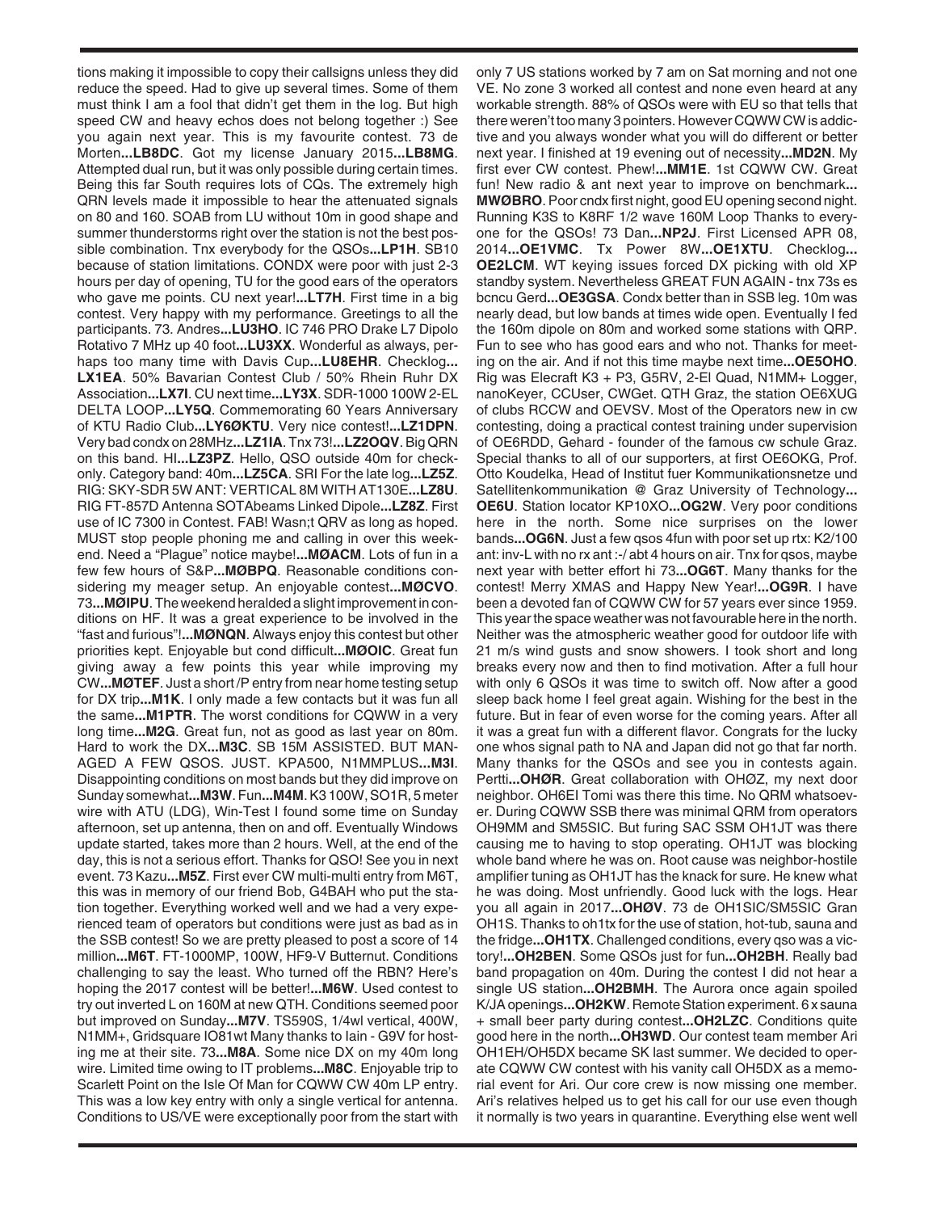tions making it impossible to copy their callsigns unless they did reduce the speed. Had to give up several times. Some of them must think I am a fool that didn't get them in the log. But high speed CW and heavy echos does not belong together :) See you again next year. This is my favourite contest. 73 de Morten**...LB8DC**. Got my license January 2015**...LB8MG**. Attempted dual run, but it was only possible during certain times. Being this far South requires lots of CQs. The extremely high QRN levels made it impossible to hear the attenuated signals on 80 and 160. SOAB from LU without 10m in good shape and summer thunderstorms right over the station is not the best possible combination. Tnx everybody for the QSOs**...LP1H**. SB10 because of station limitations. CONDX were poor with just 2-3 hours per day of opening, TU for the good ears of the operators who gave me points. CU next year!**...LT7H**. First time in a big contest. Very happy with my performance. Greetings to all the participants. 73. Andres**...LU3HO**. IC 746 PRO Drake L7 Dipolo Rotativo 7 MHz up 40 foot**...LU3XX**. Wonderful as always, perhaps too many time with Davis Cup**...LU8EHR**. Checklog**...LX1EA**. 50% Bavarian Contest Club / 50% Rhein Ruhr DX Association**...LX7I**. CU next time**...LY3X**. SDR-1000 100W 2-EL DELTA LOOP**...LY5Q**. Commemorating 60 Years Anniversary of KTU Radio Club**...LY6ØKTU**. Very nice contest!**...LZ1DPN**. Very bad condx on 28MHz**...LZ1IA**. Tnx 73!**...LZ2OQV**. Big QRN on this band. HI**...LZ3PZ**. Hello, QSO outside 40m for checkonly. Category band: 40m**...LZ5CA**. SRI For the late log**...LZ5Z**. RIG: SKY-SDR 5W ANT: VERTICAL 8M WITH AT130E**...LZ8U**. RIG FT-857D Antenna SOTAbeams Linked Dipole**...LZ8Z**. First use of IC 7300 in Contest. FAB! Wasn;t QRV as long as hoped. MUST stop people phoning me and calling in over this weekend. Need a "Plague" notice maybe!**...MØACM**. Lots of fun in a few few hours of S&P**...MØBPQ**. Reasonable conditions considering my meager setup. An enjoyable contest**...MØCVO**. 73**...MØIPU**. The weekend heralded a slight improvement in conditions on HF. It was a great experience to be involved in the "fast and furious"!**...MØNQN**. Always enjoy this contest but other priorities kept. Enjoyable but cond difficult**...MØOIC**. Great fun giving away a few points this year while improving my CW**...MØTEF**. Just a short /P entry from near home testing setup for DX trip**...M1K**. I only made a few contacts but it was fun all the same**...M1PTR**. The worst conditions for CQWW in a very long time**...M2G**. Great fun, not as good as last year on 80m. Hard to work the DX**...M3C**. SB 15M ASSISTED. BUT MANAGED A FEW QSOS. JUST. KPA500, N1MMPLUS**...M3I**. Disappointing conditions on most bands but they did improve on Sunday somewhat**...M3W**. Fun**...M4M**. K3 100W, SO1R, 5 meter wire with ATU (LDG), Win-Test I found some time on Sunday afternoon, set up antenna, then on and off. Eventually Windows update started, takes more than 2 hours. Well, at the end of the day, this is not a serious effort. Thanks for QSO! See you in next event. 73 Kazu**...M5Z**. First ever CW multi-multi entry from M6T, this was in memory of our friend Bob, G4BAH who put the station together. Everything worked well and we had a very experienced team of operators but conditions were just as bad as in the SSB contest! So we are pretty pleased to post a score of 14 million**...M6T**. FT-1000MP, 100W, HF9-V Butternut. Conditions challenging to say the least. Who turned off the RBN? Here's hoping the 2017 contest will be better!**...M6W**. Used contest to try out inverted L on 160M at new QTH. Conditions seemed poor but improved on Sunday**...M7V**. TS590S, 1/4wl vertical, 400W, N1MM+, Gridsquare IO81wt Many thanks to Iain - G9V for hosting me at their site. 73**...M8A**. Some nice DX on my 40m long wire. Limited time owing to IT problems**...M8C**. Enjoyable trip to Scarlett Point on the Isle Of Man for CQWW CW 40m LP entry. This was a low key entry with only a single vertical for antenna. Conditions to US/VE were exceptionally poor from the start with only 7 US stations worked by 7 am on Sat morning and not one VE. No zone 3 worked all contest and none even heard at any workable strength. 88% of QSOs were with EU so that tells that there weren't too many 3 pointers. However CQWW CW is addictive and you always wonder what you will do different or better next year. I finished at 19 evening out of necessity**...MD2N**. My first ever CW contest. Phew!**...MM1E**. 1st CQWW CW. Great fun! New radio & ant next year to improve on benchmark**...MWØBRO**. Poor cndx first night, good EU opening second night. Running K3S to K8RF 1/2 wave 160M Loop Thanks to everyone for the QSOs! 73 Dan**...NP2J**. First Licensed APR 08, 2014**...OE1VMC**. Tx Power 8W**...OE1XTU**. Checklog**...OE2LCM**. WT keying issues forced DX picking with old XP standby system. Nevertheless GREAT FUN AGAIN - tnx 73s es bcncu Gerd**...OE3GSA**. Condx better than in SSB leg. 10m was nearly dead, but low bands at times wide open. Eventually I fed the 160m dipole on 80m and worked some stations with QRP. Fun to see who has good ears and who not. Thanks for meeting on the air. And if not this time maybe next time**...OE5OHO**. Rig was Elecraft K3 + P3, G5RV, 2-El Quad, N1MM+ Logger, nanoKeyer, CCUser, CWGet. QTH Graz, the station OE6XUG of clubs RCCW and OEVSV. Most of the Operators new in cw contesting, doing a practical contest training under supervision of OE6RDD, Gehard - founder of the famous cw schule Graz. Special thanks to all of our supporters, at first OE6OKG, Prof. Otto Koudelka, Head of Institut fuer Kommunikationsnetze und Satellitenkommunikation @ Graz University of Technology**...OE6U**. Station locator KP10XO**...OG2W**. Very poor conditions here in the north. Some nice surprises on the lower bands**...OG6N**. Just a few qsos 4fun with poor set up rtx: K2/100 ant: inv-L with no rx ant :-/ abt 4 hours on air. Tnx for qsos, maybe next year with better effort hi 73**...OG6T**. Many thanks for the contest! Merry XMAS and Happy New Year!**...OG9R**. I have been a devoted fan of CQWW CW for 57 years ever since 1959. This year the space weather was not favourable here in the north. Neither was the atmospheric weather good for outdoor life with 21 m/s wind gusts and snow showers. I took short and long breaks every now and then to find motivation. After a full hour with only 6 QSOs it was time to switch off. Now after a good sleep back home I feel great again. Wishing for the best in the future. But in fear of even worse for the coming years. After all it was a great fun with a different flavor. Congrats for the lucky one whos signal path to NA and Japan did not go that far north. Many thanks for the QSOs and see you in contests again. Pertti**...OHØR**. Great collaboration with OHØZ, my next door neighbor. OH6EI Tomi was there this time. No QRM whatsoever. During CQWW SSB there was minimal QRM from operators OH9MM and SM5SIC. But furing SAC SSM OH1JT was there causing me to having to stop operating. OH1JT was blocking whole band where he was on. Root cause was neighbor-hostile amplifier tuning as OH1JT has the knack for sure. He knew what he was doing. Most unfriendly. Good luck with the logs. Hear you all again in 2017**...OHØV**. 73 de OH1SIC/SM5SIC Gran OH1S. Thanks to oh1tx for the use of station, hot-tub, sauna and the fridge**...OH1TX**. Challenged conditions, every qso was a victory!**...OH2BEN**. Some QSOs just for fun**...OH2BH**. Really bad band propagation on 40m. During the contest I did not hear a single US station**...OH2BMH**. The Aurora once again spoiled K/JA openings**...OH2KW**. Remote Station experiment. 6 x sauna + small beer party during contest**...OH2LZC**. Conditions quite good here in the north**...OH3WD**. Our contest team member Ari OH1EH/OH5DX became SK last summer. We decided to operate CQWW CW contest with his vanity call OH5DX as a memorial event for Ari. Our core crew is now missing one member. Ari's relatives helped us to get his call for our use even though it normally is two years in quarantine. Everything else went well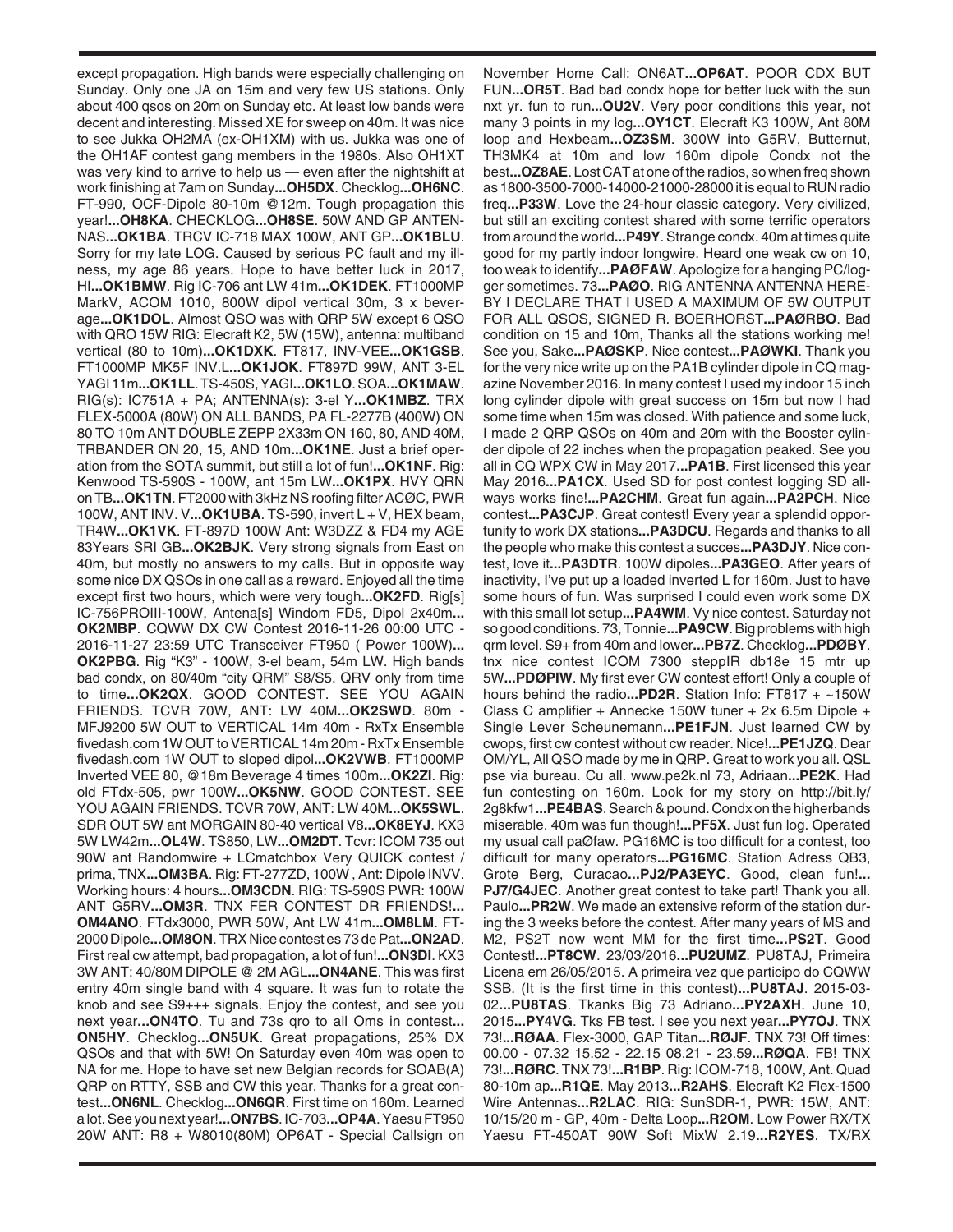except propagation. High bands were especially challenging on Sunday. Only one JA on 15m and very few US stations. Only about 400 qsos on 20m on Sunday etc. At least low bands were decent and interesting. Missed XE for sweep on 40m. It was nice to see Jukka OH2MA (ex-OH1XM) with us. Jukka was one of the OH1AF contest gang members in the 1980s. Also OH1XT was very kind to arrive to help us — even after the nightshift at work finishing at 7am on Sunday**...OH5DX**. Checklog**...OH6NC**. FT-990, OCF-Dipole 80-10m @12m. Tough propagation this year!**...OH8KA**. CHECKLOG**...OH8SE**. 50W AND GP ANTENNAS**...OK1BA**. TRCV IC-718 MAX 100W, ANT GP**...OK1BLU**. Sorry for my late LOG. Caused by serious PC fault and my illness, my age 86 years. Hope to have better luck in 2017, HI**...OK1BMW**. Rig IC-706 ant LW 41m**...OK1DEK**. FT1000MP MarkV, ACOM 1010, 800W dipol vertical 30m, 3 x beverage**...OK1DOL**. Almost QSO was with QRP 5W except 6 QSO with QRO 15W RIG: Elecraft K2, 5W (15W), antenna: multiband vertical (80 to 10m)**...OK1DXK**. FT817, INV-VEE**...OK1GSB**. FT1000MP MK5F INV.L**...OK1JOK**. FT897D 99W, ANT 3-EL YAGI 11m**...OK1LL**. TS-450S, YAGI**...OK1LO**. SOA**...OK1MAW**. RIG(s): IC751A + PA; ANTENNA(s): 3-el Y**...OK1MBZ**. TRX FLEX-5000A (80W) ON ALL BANDS, PA FL-2277B (400W) ON 80 TO 10m ANT DOUBLE ZEPP 2X33m ON 160, 80, AND 40M, TRBANDER ON 20, 15, AND 10m**...OK1NE**. Just a brief operation from the SOTA summit, but still a lot of fun!**...OK1NF**. Rig: Kenwood TS-590S - 100W, ant 15m LW**...OK1PX**. HVY QRN on TB**...OK1TN**. FT2000 with 3kHz NS roofing filter ACØC, PWR 100W, ANT INV. V**...OK1UBA**. TS-590, invert L + V, HEX beam, TR4W**...OK1VK**. FT-897D 100W Ant: W3DZZ & FD4 my AGE 83Years SRI GB**...OK2BJK**. Very strong signals from East on 40m, but mostly no answers to my calls. But in opposite way some nice DX QSOs in one call as a reward. Enjoyed all the time except first two hours, which were very tough**...OK2FD**. Rig[s] IC-756PROIII-100W, Antena[s] Windom FD5, Dipol 2x40m**... OK2MBP**. CQWW DX CW Contest 2016-11-26 00:00 UTC - 2016-11-27 23:59 UTC Transceiver FT950 ( Power 100W)**... OK2PBG**. Rig "K3" - 100W, 3-el beam, 54m LW. High bands bad condx, on 80/40m "city QRM" S8/S5. QRV only from time to time**...OK2QX**. GOOD CONTEST. SEE YOU AGAIN FRIENDS. TCVR 70W, ANT: LW 40M**...OK2SWD**. 80m - MFJ9200 5W OUT to VERTICAL 14m 40m - RxTx Ensemble fivedash.com 1W OUT to VERTICAL 14m 20m - RxTx Ensemble fivedash.com 1W OUT to sloped dipol**...OK2VWB**. FT1000MP Inverted VEE 80, @18m Beverage 4 times 100m**...OK2ZI**. Rig: old FTdx-505, pwr 100W**...OK5NW**. GOOD CONTEST. SEE YOU AGAIN FRIENDS. TCVR 70W, ANT: LW 40M**...OK5SWL**. SDR OUT 5W ant MORGAIN 80-40 vertical V8**...OK8EYJ**. KX3 5W LW42m**...OL4W**. TS850, LW**...OM2DT**. Tcvr: ICOM 735 out 90W ant Randomwire + LCmatchbox Very QUICK contest / prima, TNX**...OM3BA**. Rig: FT-277ZD, 100W , Ant: Dipole INVV. Working hours: 4 hours**...OM3CDN**. RIG: TS-590S PWR: 100W ANT G5RV**...OM3R**. TNX FER CONTEST DR FRIENDS!**... OM4ANO**. FTdx3000, PWR 50W, Ant LW 41m**...OM8LM**. FT-2000 Dipole**...OM8ON**. TRX Nice contest es 73 de Pat**...ON2AD**. First real cw attempt, bad propagation, a lot of fun!**...ON3DI**. KX3 3W ANT: 40/80M DIPOLE @ 2M AGL**...ON4ANE**. This was first entry 40m single band with 4 square. It was fun to rotate the knob and see S9+++ signals. Enjoy the contest, and see you next year**...ON4TO**. Tu and 73s qro to all Oms in contest**... ON5HY**. Checklog**...ON5UK**. Great propagations, 25% DX QSOs and that with 5W! On Saturday even 40m was open to NA for me. Hope to have set new Belgian records for SOAB(A) QRP on RTTY, SSB and CW this year. Thanks for a great contest**...ON6NL**. Checklog**...ON6QR**. First time on 160m. Learned a lot. See you next year!**...ON7BS**. IC-703**...OP4A**. Yaesu FT950 20W ANT: R8 + W8010(80M) OP6AT - Special Callsign on November Home Call: ON6AT**...OP6AT**. POOR CDX BUT FUN**...OR5T**. Bad bad condx hope for better luck with the sun nxt yr. fun to run**...OU2V**. Very poor conditions this year, not many 3 points in my log**...OY1CT**. Elecraft K3 100W, Ant 80M loop and Hexbeam**...OZ3SM**. 300W into G5RV, Butternut, TH3MK4 at 10m and low 160m dipole Condx not the best**...OZ8AE**. Lost CAT at one of the radios, so when freq shown as 1800-3500-7000-14000-21000-28000 it is equal to RUN radio freq**...P33W**. Love the 24-hour classic category. Very civilized, but still an exciting contest shared with some terrific operators from around the world**...P49Y**. Strange condx. 40m at times quite good for my partly indoor longwire. Heard one weak cw on 10, too weak to identify**...PAØFAW**. Apologize for a hanging PC/logger sometimes. 73**...PAØO**. RIG ANTENNA ANTENNA HEREBY I DECLARE THAT I USED A MAXIMUM OF 5W OUTPUT FOR ALL QSOS, SIGNED R. BOERHORST**...PAØRBO**. Bad condition on 15 and 10m, Thanks all the stations working me! See you, Sake**...PAØSKP**. Nice contest**...PAØWKI**. Thank you for the very nice write up on the PA1B cylinder dipole in CQ magazine November 2016. In many contest I used my indoor 15 inch long cylinder dipole with great success on 15m but now I had some time when 15m was closed. With patience and some luck, I made 2 QRP QSOs on 40m and 20m with the Booster cylinder dipole of 22 inches when the propagation peaked. See you all in CQ WPX CW in May 2017**...PA1B**. First licensed this year May 2016**...PA1CX**. Used SD for post contest logging SD allways works fine!**...PA2CHM**. Great fun again**...PA2PCH**. Nice contest**...PA3CJP**. Great contest! Every year a splendid opportunity to work DX stations**...PA3DCU**. Regards and thanks to all the people who make this contest a succes**...PA3DJY**. Nice contest, love it**...PA3DTR**. 100W dipoles**...PA3GEO**. After years of inactivity, I've put up a loaded inverted L for 160m. Just to have some hours of fun. Was surprised I could even work some DX with this small lot setup**...PA4WM**. Vy nice contest. Saturday not so good conditions. 73, Tonnie**...PA9CW**. Big problems with high qrm level. S9+ from 40m and lower**...PB7Z**. Checklog**...PDØBY**. tnx nice contest ICOM 7300 steppIR db18e 15 mtr up 5W**...PDØPIW**. My first ever CW contest effort! Only a couple of hours behind the radio**...PD2R**. Station Info: FT817 + ~150W Class C amplifier + Annecke 150W tuner + 2x 6.5m Dipole + Single Lever Scheunemann**...PE1FJN**. Just learned CW by cwops, first cw contest without cw reader. Nice!**...PE1JZQ**. Dear OM/YL, All QSO made by me in QRP. Great to work you all. QSL pse via bureau. Cu all. www.pe2k.nl 73, Adriaan**...PE2K**. Had fun contesting on 160m. Look for my story on http://bit.ly/2g8kfw1**...PE4BAS**. Search & pound. Condx on the higherbands miserable. 40m was fun though!**...PF5X**. Just fun log. Operated my usual call paØfaw. PG16MC is too difficult for a contest, too difficult for many operators**...PG16MC**. Station Adress QB3, Grote Berg, Curacao**...PJ2/PA3EYC**. Good, clean fun!**... PJ7/G4JEC**. Another great contest to take part! Thank you all. Paulo**...PR2W**. We made an extensive reform of the station during the 3 weeks before the contest. After many years of MS and M2, PS2T now went MM for the first time**...PS2T**. Good Contest!**...PT8CW**. 23/03/2016**...PU2UMZ**. PU8TAJ, Primeira Licena em 26/05/2015. A primeira vez que participo do CQWW SSB. (It is the first time in this contest)**...PU8TAJ**. 2015-03-02**...PU8TAS**. Tkanks Big 73 Adriano**...PY2AXH**. June 10, 2015**...PY4VG**. Tks FB test. I see you next year**...PY7OJ**. TNX 73!**...RØAA**. Flex-3000, GAP Titan**...RØJF**. TNX 73! Off times: 00.00 - 07.32 15.52 - 22.15 08.21 - 23.59**...RØQA**. FB! TNX 73!**...RØRC**. TNX 73!**...R1BP**. Rig: ICOM-718, 100W, Ant. Quad 80-10m ap**...R1QE**. May 2013**...R2AHS**. Elecraft K2 Flex-1500 Wire Antennas**...R2LAC**. RIG: SunSDR-1, PWR: 15W, ANT: 10/15/20 m - GP, 40m - Delta Loop**...R2OM**. Low Power RX/TX Yaesu FT-450AT 90W Soft MixW 2.19**...R2YES**. TX/RX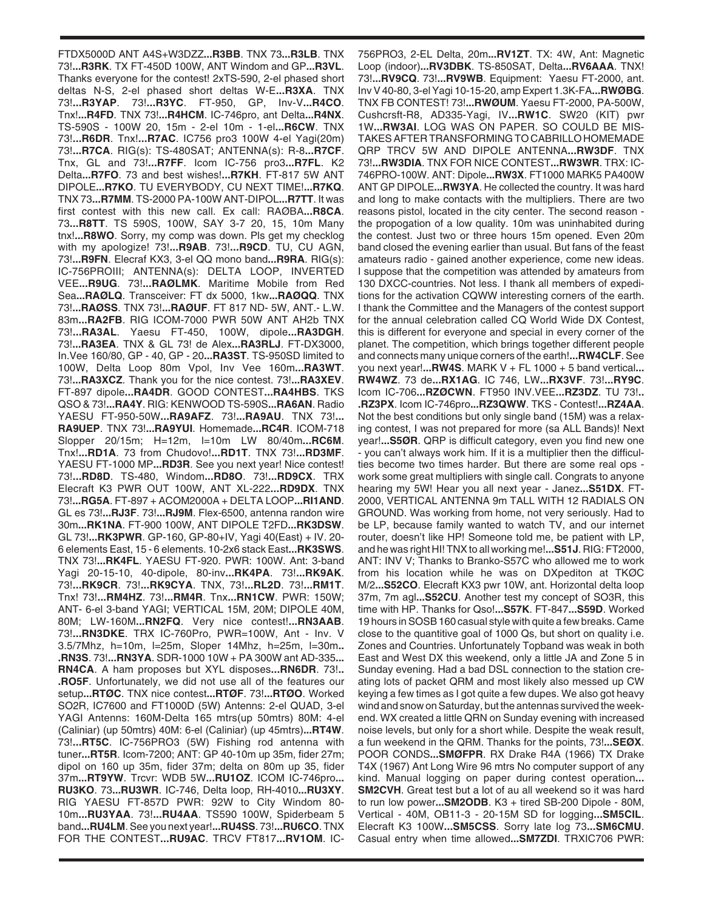FTDX5000D ANT A4S+W3DZZ...**R3BB**. TNX 73...**R3LB**. TNX 73!...**R3RK**. TX FT-450D 100W, ANT Windom and GP...**R3VL**. Thanks everyone for the contest! 2xTS-590, 2-el phased short deltas N-S, 2-el phased short deltas W-E...**R3XA**. TNX 73!...**R3YAP**. 73!...**R3YC**. FT-950, GP, Inv-V...**R4CO**. Tnx!...**R4FD**. TNX 73!...**R4HCM**. IC-746pro, ant Delta...**R4NX**. TS-590S - 100W 20, 15m - 2-el 10m - 1-el...**R6CW**. TNX 73!...**R6DR**. Tnx!...**R7AC**. IC756 pro3 100W 4-el Yagi(20m) 73!...**R7CA**. RIG(s): TS-480SAT; ANTENNA(s): R-8...**R7CF**. Tnx, GL and 73!...**R7FF**. Icom IC-756 pro3...**R7FL**. K2 Delta...**R7FO**. 73 and best wishes!...**R7KH**. FT-817 5W ANT DIPOLE...**R7KO**. TU EVERYBODY, CU NEXT TIME!...**R7KQ**. TNX 73...**R7MM**. TS-2000 PA-100W ANT-DIPOL...**R7TT**. It was first contest with this new call. Ex call: RAØBA...**R8CA**. 73...**R8TT**. TS 590S, 100W, SAY 3-7 20, 15, 10m Many tnx!...**R8WO**. Sorry, my comp was down. Pls get my checklog with my apologize! 73!...**R9AB**. 73!...**R9CD**. TU, CU AGN, 73!...**R9FN**. Elecraf KX3, 3-el QQ mono band...**R9RA**. RIG(s): IC-756PROIII; ANTENNA(s): DELTA LOOP, INVERTED VEE...**R9UG**. 73!...**RAØLMK**. Maritime Mobile from Red Sea...**RAØLQ**. Transceiver: FT dx 5000, 1kw...**RAØQQ**. TNX 73!...**RAØSS**. TNX 73!...**RAØUF**. FT 817 ND- 5W, ANT.- L.W. 83m...**RA2FB**. RIG ICOM-7000 PWR 50W ANT AH2b TNX 73!...**RA3AL**. Yaesu FT-450, 100W, dipole...**RA3DGH**. 73!...**RA3EA**. TNX & GL 73! de Alex...**RA3RLJ**. FT-DX3000, In.Vee 160/80, GP - 40, GP - 20...**RA3ST**. TS-950SD limited to 100W, Delta Loop 80m Vpol, Inv Vee 160m...**RA3WT**. 73!...**RA3XCZ**. Thank you for the nice contest. 73!...**RA3XEV**. FT-897 dipole...**RA4DR**. GOOD CONTEST...**RA4HBS**. TKS QSO & 73!...**RA4Y**. RIG: KENWOOD TS-590S...**RA6AN**. Radio YAESU FT-950-50W...**RA9AFZ**. 73!...**RA9AU**. TNX 73!...**RA9UEP**. TNX 73!...**RA9YUI**. Homemade...**RC4R**. ICOM-718 Slopper 20/15m; H=12m, l=10m LW 80/40m...**RC6M**. Tnx!...**RD1A**. 73 from Chudovo!...**RD1T**. TNX 73!...**RD3MF**. YAESU FT-1000 MP...**RD3R**. See you next year! Nice contest! 73!...**RD8D**. TS-480, Windom...**RD8O**. 73!...**RD9CX**. TRX Elecraft K3 PWR OUT 100W, ANT XL-222...**RD9DX**. TNX 73!...**RG5A**. FT-897 + ACOM2000A + DELTA LOOP...**RI1AND**. GL es 73!...**RJ3F**. 73!...**RJ9M**. Flex-6500, antenna randon wire 30m...**RK1NA**. FT-900 100W, ANT DIPOLE T2FD...**RK3DSW**. GL 73!...**RK3PWR**. GP-160, GP-80+IV, Yagi 40(East) + IV. 20-6 elements East, 15 - 6 elements. 10-2x6 stack East...**RK3SWS**. TNX 73!...**RK4FL**. YAESU FT-920. PWR: 100W. Ant: 3-band Yagi 20-15-10, 40-dipole, 80-inv...**RK4PA**. 73!...**RK9AK**. 73!...**RK9CR**. 73!...**RK9CYA**. TNX, 73!...**RL2D**. 73!...**RM1T**. Tnx! 73!...**RM4HZ**. 73!...**RM4R**. Tnx...**RN1CW**. PWR: 150W; ANT- 6-el 3-band YAGI; VERTICAL 15M, 20M; DIPOLE 40M, 80M; LW-160M...**RN2FQ**. Very nice contest!...**RN3AAB**. 73!...**RN3DKE**. TRX IC-760Pro, PWR=100W, Ant - Inv. V 3.5/7Mhz, h=10m, l=25m, Sloper 14Mhz, h=25m, l=30m...**RN3S**. 73!...**RN3YA**. SDR-1000 10W + PA 300W ant AD-335...**RN4CA**. A ham proposes but XYL disposes...**RN6DR**. 73!...**RO5F**. Unfortunately, we did not use all of the features our setup...**RTØC**. TNX nice contest...**RTØF**. 73!...**RTØO**. Worked SO2R, IC7600 and FT1000D (5W) Antennas: 2-el QUAD, 3-el YAGI Antenns: 160M-Delta 165 mtrs(up 50mtrs) 80M: 4-el (Caliniar) (up 50mtrs) 40M: 6-el (Caliniar) (up 45mtrs)...**RT4W**. 73!...**RT5C**. IC-756PRO3 (5W) Fishing rod antenna with tuner...**RT5R**. Icom-7200; ANT: GP 40-10m up 35m, fider 27m; dipol on 160 up 35m, fider 37m; delta on 80m up 35, fider 37m...**RT9YW**. Trcvr: WDB 5W...**RU1OZ**. ICOM IC-746pro...**RU3KO**. 73...**RU3WR**. IC-746, Delta loop, RH-4010...**RU3XY**. RIG YAESU FT-857D PWR: 92W to City Windom 80-10m...**RU3YAA**. 73!...**RU4AA**. TS590 100W, Spiderbeam 5 band...**RU4LM**. See you next year!...**RU4SS**. 73!...**RU6CO**. TNX FOR THE CONTEST...**RU9AC**. TRCV FT817...**RV1OM**. IC-756PRO3, 2-EL Delta, 20m...**RV1ZT**. TX: 4W, Ant: Magnetic Loop (indoor)...**RV3DBK**. TS-850SAT, Delta...**RV6AAA**. TNX! 73!...**RV9CQ**. 73!...**RV9WB**. Equipment: Yaesu FT-2000, ant. Inv V 40-80, 3-el Yagi 10-15-20, amp Expert 1.3K-FA...**RWØBG**. TNX FB CONTEST! 73!...**RWØUM**. Yaesu FT-2000, PA-500W, Cushcrsft-R8, AD335-Yagi, IV...**RW1C**. SW20 (KIT) pwr 1W...**RW3AI**. LOG WAS ON PAPER. SO COULD BE MISTAKES AFTER TRANSFORMING TO CABRILLO HOMEMADE QRP TRCV 5W AND DIPOLE ANTENNA...**RW3DF**. TNX 73!...**RW3DIA**. TNX FOR NICE CONTEST...**RW3WR**. TRX: IC-746PRO-100W. ANT: Dipole...**RW3X**. FT1000 MARK5 PA400W ANT GP DIPOLE...**RW3YA**. He collected the country. It was hard and long to make contacts with the multipliers. There are two reasons pistol, located in the city center. The second reason - the propogation of a low quality. 10m was uninhabited during the contest. Just two or three hours 15m opened. Even 20m band closed the evening earlier than usual. But fans of the feast amateurs radio - gained another experience, come new ideas. I suppose that the competition was attended by amateurs from 130 DXCC-countries. Not less. I thank all members of expeditions for the activation CQWW interesting corners of the earth. I thank the Committee and the Managers of the contest support for the annual celebration called CQ World Wide DX Contest, this is different for everyone and special in every corner of the planet. The competition, which brings together different people and connects many unique corners of the earth!...**RW4CLF**. See you next year!...**RW4S**. MARK V + FL 1000 + 5 band vertical...**RW4WZ**. 73 de...**RX1AG**. IC 746, LW...**RX3VF**. 73!...**RY9C**. Icom IC-706...**RZØCWN**. FT950 INV.VEE...**RZ3DZ**. TU 73!...**RZ3PX**. Icom IC-746pro...**RZ3QWW**. TKS - Contest!...**RZ4AA**. Not the best conditions but only single band (15M) was a relaxing contest, I was not prepared for more (sa ALL Bands)! Next year!...**S5ØR**. QRP is difficult category, even you find new one - you can't always work him. If it is a multiplier then the difficulties become two times harder. But there are some real ops - work some great multipliers with single call. Congrats to anyone hearing my 5W! Hear you all next year - Janez...**S51DX**. FT-2000, VERTICAL ANTENNA 9m TALL WITH 12 RADIALS ON GROUND. Was working from home, not very seriously. Had to be LP, because family wanted to watch TV, and our internet router, doesn't like HP! Someone told me, be patient with LP, and he was right HI! TNX to all working me!...**S51J**. RIG: FT2000, ANT: INV V; Thanks to Branko-S57C who allowed me to work from his location while he was on DXpediton at TKØC M/2...**S52CO**. Elecraft KX3 pwr 10W, ant. Horizontal delta loop 37m, 7m agl...**S52CU**. Another test my concept of SO3R, this time with HP. Thanks for Qso!...**S57K**. FT-847...**S59D**. Worked 19 hours in SOSB 160 casual style with quite a few breaks. Came close to the quantitive goal of 1000 Qs, but short on quality i.e. Zones and Countries. Unfortunately Topband was weak in both East and West DX this weekend, only a little JA and Zone 5 in Sunday evening. Had a bad DSL connection to the station creating lots of packet QRM and most likely also messed up CW keying a few times as I got quite a few dupes. We also got heavy wind and snow on Saturday, but the antennas survived the weekend. WX created a little QRN on Sunday evening with increased noise levels, but only for a short while. Despite the weak result, a fun weekend in the QRM. Thanks for the points, 73!...**SEØX**. POOR CONDS...**SMØFPR**. RX Drake R4A (1966) TX Drake T4X (1967) Ant Long Wire 96 mtrs No computer support of any kind. Manual logging on paper during contest operation...**SM2CVH**. Great test but a lot of au all weekend so it was hard to run low power...**SM2ODB**. K3 + tired SB-200 Dipole - 80M, Vertical - 40M, OB11-3 - 20-15M SD for logging...**SM5CIL**. Elecraft K3 100W...**SM5CSS**. Sorry late log 73...**SM6CMU**. Casual entry when time allowed...**SM7ZDI**. TRXIC706 PWR: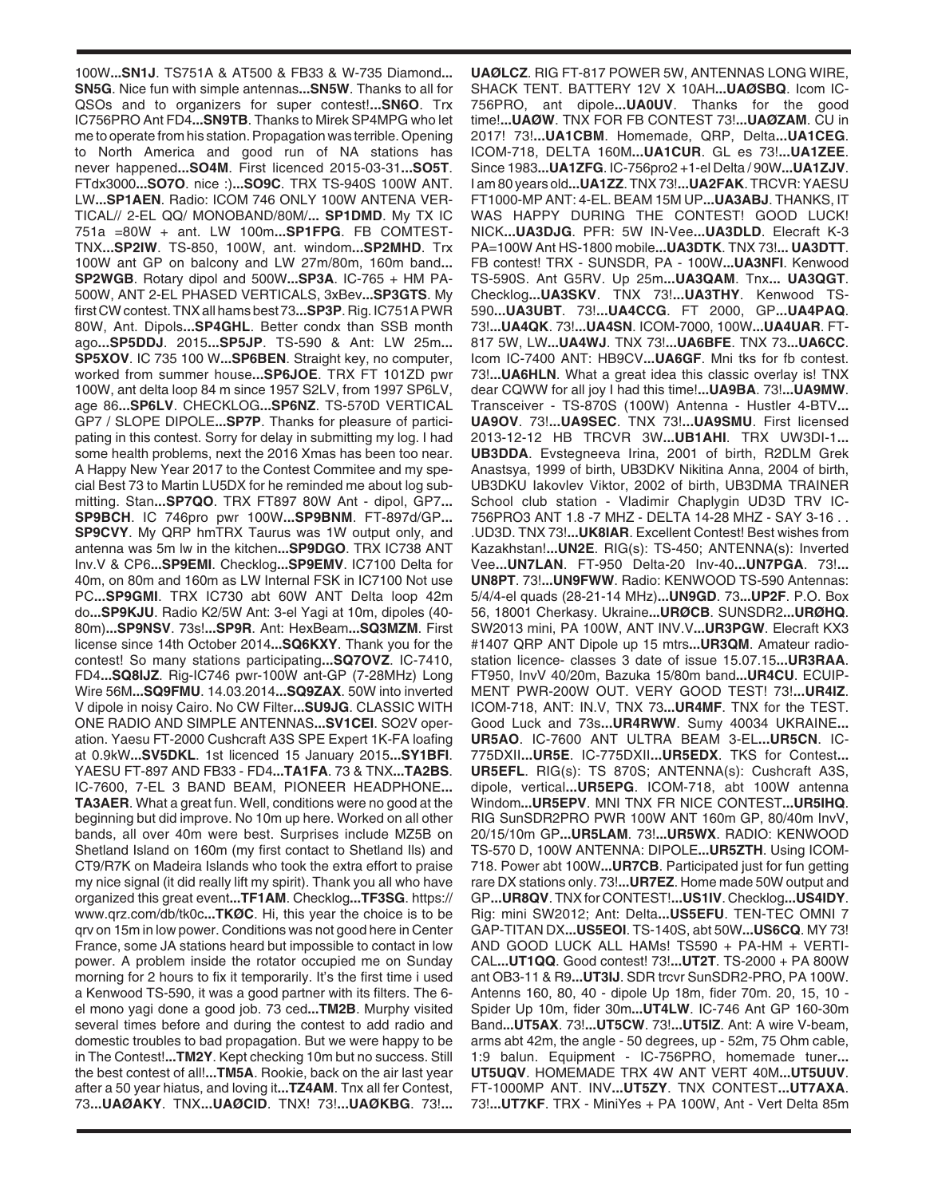100W...**SN1J**. TS751A & AT500 & FB33 & W-735 Diamond...**SN5G**. Nice fun with simple antennas...**SN5W**. Thanks to all for QSOs and to organizers for super contest!...**SN6O**. Trx IC756PRO Ant FD4...**SN9TB**. Thanks to Mirek SP4MPG who let me to operate from his station. Propagation was terrible. Opening to North America and good run of NA stations has never happened...**SO4M**. First licenced 2015-03-31...**SO5T**. FTdx3000...**SO7O**. nice :)...**SO9C**. TRX TS-940S 100W ANT. LW...**SP1AEN**. Radio: ICOM 746 ONLY 100W ANTENA VERTICAL// 2-EL QQ/ MONOBAND/80M/... **SP1DMD**. My TX IC 751a =80W + ant. LW 100m...**SP1FPG**. FB COMTEST-TNX...**SP2IW**. TS-850, 100W, ant. windom...**SP2MHD**. Trx 100W ant GP on balcony and LW 27m/80m, 160m band...**SP2WGB**. Rotary dipol and 500W...**SP3A**. IC-765 + HM PA-500W, ANT 2-EL PHASED VERTICALS, 3xBev...**SP3GTS**. My first CW contest. TNX all hams best 73...**SP3P**. Rig. IC751A PWR 80W, Ant. Dipols...**SP4GHL**. Better condx than SSB month ago...**SP5DDJ**. 2015...**SP5JP**. TS-590 & Ant: LW 25m...**SP5XOV**. IC 735 100 W...**SP6BEN**. Straight key, no computer, worked from summer house...**SP6JOE**. TRX FT 101ZD pwr 100W, ant delta loop 84 m since 1957 S2LV, from 1997 SP6LV, age 86...**SP6LV**. CHECKLOG...**SP6NZ**. TS-570D VERTICAL GP7 / SLOPE DIPOLE...**SP7P**. Thanks for pleasure of participating in this contest. Sorry for delay in submitting my log. I had some health problems, next the 2016 Xmas has been too near. A Happy New Year 2017 to the Contest Commitee and my special Best 73 to Martin LU5DX for he reminded me about log submitting. Stan...**SP7QO**. TRX FT897 80W Ant - dipol, GP7...**SP9BCH**. IC 746pro pwr 100W...**SP9BNM**. FT-897d/GP...**SP9CVY**. My QRP hmTRX Taurus was 1W output only, and antenna was 5m lw in the kitchen...**SP9DGO**. TRX IC738 ANT Inv.V & CP6...**SP9EMI**. Checklog...**SP9EMV**. IC7100 Delta for 40m, on 80m and 160m as LW Internal FSK in IC7100 Not use PC...**SP9GMI**. TRX IC730 abt 60W ANT Delta loop 42m do...**SP9KJU**. Radio K2/5W Ant: 3-el Yagi at 10m, dipoles (40-80m)...**SP9NSV**. 73s!...**SP9R**. Ant: HexBeam...**SQ3MZM**. First license since 14th October 2014...**SQ6KXY**. Thank you for the contest! So many stations participating...**SQ7OVZ**. IC-7410, FD4...**SQ8IJZ**. Rig-IC746 pwr-100W ant-GP (7-28MHz) Long Wire 56M...**SQ9FMU**. 14.03.2014...**SQ9ZAX**. 50W into inverted V dipole in noisy Cairo. No CW Filter...**SU9JG**. CLASSIC WITH ONE RADIO AND SIMPLE ANTENNAS...**SV1CEI**. SO2V operation. Yaesu FT-2000 Cushcraft A3S SPE Expert 1K-FA loafing at 0.9kW...**SV5DKL**. 1st licenced 15 January 2015...**SY1BFI**. YAESU FT-897 AND FB33 - FD4...**TA1FA**. 73 & TNX...**TA2BS**. IC-7600, 7-EL 3 BAND BEAM, PIONEER HEADPHONE...**TA3AER**. What a great fun. Well, conditions were no good at the beginning but did improve. No 10m up here. Worked on all other bands, all over 40m were best. Surprises include MZ5B on Shetland Island on 160m (my first contact to Shetland Ils) and CT9/R7K on Madeira Islands who took the extra effort to praise my nice signal (it did really lift my spirit). Thank you all who have organized this great event...**TF1AM**. Checklog...**TF3SG**. https://www.qrz.com/db/tk0c...**TKØC**. Hi, this year the choice is to be qrv on 15m in low power. Conditions was not good here in Center France, some JA stations heard but impossible to contact in low power. A problem inside the rotator occupied me on Sunday morning for 2 hours to fix it temporarily. It's the first time i used a Kenwood TS-590, it was a good partner with its filters. The 6-el mono yagi done a good job. 73 ced...**TM2B**. Murphy visited several times before and during the contest to add radio and domestic troubles to bad propagation. But we were happy to be in The Contest!...**TM2Y**. Kept checking 10m but no success. Still the best contest of all!...**TM5A**. Rookie, back on the air last year after a 50 year hiatus, and loving it...**TZ4AM**. Tnx all fer Contest, 73...**UAØAKY**. TNX...**UAØCID**. TNX! 73!...**UAØKBG**. 73!...**UAØLCZ**. RIG FT-817 POWER 5W, ANTENNAS LONG WIRE, SHACK TENT. BATTERY 12V X 10AH...**UAØSBQ**. Icom IC-756PRO, ant dipole...**UA0UV**. Thanks for the good time!...**UAØW**. TNX FOR FB CONTEST 73!...**UAØZAM**. CU in 2017! 73!...**UA1CBM**. Homemade, QRP, Delta...**UA1CEG**. ICOM-718, DELTA 160M...**UA1CUR**. GL es 73!...**UA1ZEE**. Since 1983...**UA1ZFG**. IC-756pro2 +1-el Delta / 90W...**UA1ZJV**. I am 80 years old...**UA1ZZ**. TNX 73!...**UA2FAK**. TRCVR: YAESU FT1000-MP ANT: 4-EL. BEAM 15M UP...**UA3ABJ**. THANKS, IT WAS HAPPY DURING THE CONTEST! GOOD LUCK! NICK...**UA3DJG**. PFR: 5W IN-Vee...**UA3DLD**. Elecraft K-3 PA=100W Ant HS-1800 mobile...**UA3DTK**. TNX 73!... **UA3DTT**. FB contest! TRX - SUNSDR, PA - 100W...**UA3NFI**. Kenwood TS-590S. Ant G5RV. Up 25m...**UA3QAM**. Tnx... **UA3QGT**. Checklog...**UA3SKV**. TNX 73!...**UA3THY**. Kenwood TS-590...**UA3UBT**. 73!...**UA4CCG**. FT 2000, GP...**UA4PAQ**. 73!...**UA4QK**. 73!...**UA4SN**. ICOM-7000, 100W...**UA4UAR**. FT-817 5W, LW...**UA4WJ**. TNX 73!...**UA6BFE**. TNX 73...**UA6CC**. Icom IC-7400 ANT: HB9CV...**UA6GF**. Mni tks for fb contest. 73!...**UA6HLN**. What a great idea this classic overlay is! TNX dear CQWW for all joy I had this time!...**UA9BA**. 73!...**UA9MW**. Transceiver - TS-870S (100W) Antenna - Hustler 4-BTV...**UA9OV**. 73!...**UA9SEC**. TNX 73!...**UA9SMU**. First licensed 2013-12-12 HB TRCVR 3W...**UB1AHI**. TRX UW3DI-1...**UB3DDA**. Evstegneeva Irina, 2001 of birth, R2DLM Grek Anastsya, 1999 of birth, UB3DKV Nikitina Anna, 2004 of birth, UB3DKU Iakovlev Viktor, 2002 of birth, UB3DMA TRAINER School club station - Vladimir Chaplygin UD3D TRV IC-756PRO3 ANT 1.8 -7 MHZ - DELTA 14-28 MHZ - SAY 3-16 . . .UD3D. TNX 73!...**UK8IAR**. Excellent Contest! Best wishes from Kazakhstan!...**UN2E**. RIG(s): TS-450; ANTENNA(s): Inverted Vee...**UN7LAN**. FT-950 Delta-20 Inv-40...**UN7PGA**. 73!...**UN8PT**. 73!...**UN9FWW**. Radio: KENWOOD TS-590 Antennas: 5/4/4-el quads (28-21-14 MHz)...**UN9GD**. 73...**UP2F**. P.O. Box 56, 18001 Cherkasy. Ukraine...**URØCB**. SUNSDR2...**URØHQ**. SW2013 mini, PA 100W, ANT INV.V...**UR3PGW**. Elecraft KX3 #1407 QRP ANT Dipole up 15 mtrs...**UR3QM**. Amateur radio-station licence- classes 3 date of issue 15.07.15...**UR3RAA**. FT950, InvV 40/20m, Bazuka 15/80m band...**UR4CU**. ECUIPMENT PWR-200W OUT. VERY GOOD TEST! 73!...**UR4IZ**. ICOM-718, ANT: IN.V, TNX 73...**UR4MF**. TNX for the TEST. Good Luck and 73s...**UR4RWW**. Sumy 40034 UKRAINE...**UR5AO**. IC-7600 ANT ULTRA BEAM 3-EL...**UR5CN**. IC-775DXII...**UR5E**. IC-775DXII...**UR5EDX**. TKS for Contest...**UR5EFL**. RIG(s): TS 870S; ANTENNA(s): Cushcraft A3S, dipole, vertical...**UR5EPG**. ICOM-718, abt 100W antenna Windom...**UR5EPV**. MNI TNX FR NICE CONTEST...**UR5IHQ**. RIG SunSDR2PRO PWR 100W ANT 160m GP, 80/40m InvV, 20/15/10m GP...**UR5LAM**. 73!...**UR5WX**. RADIO: KENWOOD TS-570 D, 100W ANTENNA: DIPOLE...**UR5ZTH**. Using ICOM-718. Power abt 100W...**UR7CB**. Participated just for fun getting rare DX stations only. 73!...**UR7EZ**. Home made 50W output and GP...**UR8QV**. TNX for CONTEST!...**US1IV**. Checklog...**US4IDY**. Rig: mini SW2012; Ant: Delta...**US5EFU**. TEN-TEC OMNI 7 GAP-TITAN DX...**US5EOI**. TS-140S, abt 50W...**US6CQ**. MY 73! AND GOOD LUCK ALL HAMs! TS590 + PA-HM + VERTICAL...**UT1QQ**. Good contest! 73!...**UT2T**. TS-2000 + PA 800W ant OB3-11 & R9...**UT3IJ**. SDR trcvr SunSDR2-PRO, PA 100W. Antenns 160, 80, 40 - dipole Up 18m, fider 70m. 20, 15, 10 - Spider Up 10m, fider 30m...**UT4LW**. IC-746 Ant GP 160-30m Band...**UT5AX**. 73!...**UT5CW**. 73!...**UT5IZ**. Ant: A wire V-beam, arms abt 42m, the angle - 50 degrees, up - 52m, 75 Ohm cable, 1:9 balun. Equipment - IC-756PRO, homemade tuner...**UT5UQV**. HOMEMADE TRX 4W ANT VERT 40M...**UT5UUV**. FT-1000MP ANT. INV...**UT5ZY**. TNX CONTEST...**UT7AXA**. 73!...**UT7KF**. TRX - MiniYes + PA 100W, Ant - Vert Delta 85m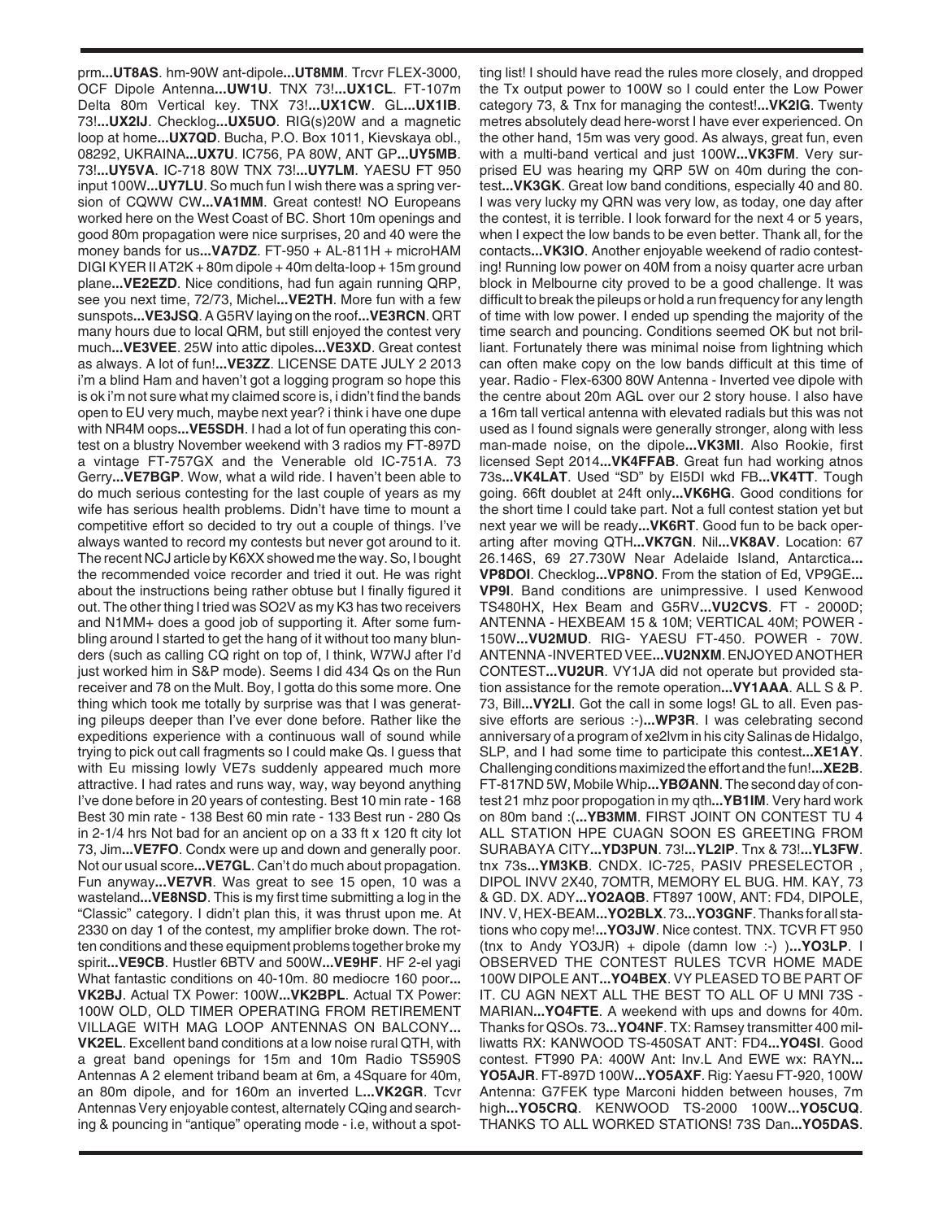prm**...UT8AS**. hm-90W ant-dipole**...UT8MM**. Trcvr FLEX-3000, OCF Dipole Antenna**...UW1U**. TNX 73!**...UX1CL**. FT-107m Delta 80m Vertical key. TNX 73!**...UX1CW**. GL**...UX1IB**. 73!**...UX2IJ**. Checklog**...UX5UO**. RIG(s)20W and a magnetic loop at home**...UX7QD**. Bucha, P.O. Box 1011, Kievskaya obl., 08292, UKRAINA**...UX7U**. IC756, PA 80W, ANT GP**...UY5MB**. 73!**...UY5VA**. IC-718 80W TNX 73!**...UY7LM**. YAESU FT 950 input 100W**...UY7LU**. So much fun I wish there was a spring version of CQWW CW**...VA1MM**. Great contest! NO Europeans worked here on the West Coast of BC. Short 10m openings and good 80m propagation were nice surprises, 20 and 40 were the money bands for us**...VA7DZ**. FT-950 + AL-811H + microHAM DIGI KYER II AT2K + 80m dipole + 40m delta-loop + 15m ground plane**...VE2EZD**. Nice conditions, had fun again running QRP, see you next time, 72/73, Michel**...VE2TH**. More fun with a few sunspots**...VE3JSQ**. A G5RV laying on the roof**...VE3RCN**. QRT many hours due to local QRM, but still enjoyed the contest very much**...VE3VEE**. 25W into attic dipoles**...VE3XD**. Great contest as always. A lot of fun!**...VE3ZZ**. LICENSE DATE JULY 2 2013 i'm a blind Ham and haven't got a logging program so hope this is ok i'm not sure what my claimed score is, i didn't find the bands open to EU very much, maybe next year? i think i have one dupe with NR4M oops**...VE5SDH**. I had a lot of fun operating this contest on a blustry November weekend with 3 radios my FT-897D a vintage FT-757GX and the Venerable old IC-751A. 73 Gerry**...VE7BGP**. Wow, what a wild ride. I haven't been able to do much serious contesting for the last couple of years as my wife has serious health problems. Didn't have time to mount a competitive effort so decided to try out a couple of things. I've always wanted to record my contests but never got around to it. The recent NCJ article by K6XX showed me the way. So, I bought the recommended voice recorder and tried it out. He was right about the instructions being rather obtuse but I finally figured it out. The other thing I tried was SO2V as my K3 has two receivers and N1MM+ does a good job of supporting it. After some fumbling around I started to get the hang of it without too many blunders (such as calling CQ right on top of, I think, W7WJ after I'd just worked him in S&P mode). Seems I did 434 Qs on the Run receiver and 78 on the Mult. Boy, I gotta do this some more. One thing which took me totally by surprise was that I was generating pileups deeper than I've ever done before. Rather like the expeditions experience with a continuous wall of sound while trying to pick out call fragments so I could make Qs. I guess that with Eu missing lowly VE7s suddenly appeared much more attractive. I had rates and runs way, way, way beyond anything I've done before in 20 years of contesting. Best 10 min rate - 168 Best 30 min rate - 138 Best 60 min rate - 133 Best run - 280 Qs in 2-1/4 hrs Not bad for an ancient op on a 33 ft x 120 ft city lot 73, Jim**...VE7FO**. Condx were up and down and generally poor. Not our usual score**...VE7GL**. Can't do much about propagation. Fun anyway**...VE7VR**. Was great to see 15 open, 10 was a wasteland**...VE8NSD**. This is my first time submitting a log in the "Classic" category. I didn't plan this, it was thrust upon me. At 2330 on day 1 of the contest, my amplifier broke down. The rotten conditions and these equipment problems together broke my spirit**...VE9CB**. Hustler 6BTV and 500W**...VE9HF**. HF 2-el yagi What fantastic conditions on 40-10m. 80 mediocre 160 poor**...VK2BJ**. Actual TX Power: 100W**...VK2BPL**. Actual TX Power: 100W OLD, OLD TIMER OPERATING FROM RETIREMENT VILLAGE WITH MAG LOOP ANTENNAS ON BALCONY**...VK2EL**. Excellent band conditions at a low noise rural QTH, with a great band openings for 15m and 10m Radio TS590S Antennas A 2 element triband beam at 6m, a 4Square for 40m, an 80m dipole, and for 160m an inverted L**...VK2GR**. Tcvr Antennas Very enjoyable contest, alternately CQing and searching & pouncing in "antique" operating mode - i.e, without a spotting list! I should have read the rules more closely, and dropped the Tx output power to 100W so I could enter the Low Power category 73, & Tnx for managing the contest!**...VK2IG**. Twenty metres absolutely dead here-worst I have ever experienced. On the other hand, 15m was very good. As always, great fun, even with a multi-band vertical and just 100W**...VK3FM**. Very surprised EU was hearing my QRP 5W on 40m during the contest**...VK3GK**. Great low band conditions, especially 40 and 80. I was very lucky my QRN was very low, as today, one day after the contest, it is terrible. I look forward for the next 4 or 5 years, when I expect the low bands to be even better. Thank all, for the contacts**...VK3IO**. Another enjoyable weekend of radio contesting! Running low power on 40M from a noisy quarter acre urban block in Melbourne city proved to be a good challenge. It was difficult to break the pileups or hold a run frequency for any length of time with low power. I ended up spending the majority of the time search and pouncing. Conditions seemed OK but not brilliant. Fortunately there was minimal noise from lightning which can often make copy on the low bands difficult at this time of year. Radio - Flex-6300 80W Antenna - Inverted vee dipole with the centre about 20m AGL over our 2 story house. I also have a 16m tall vertical antenna with elevated radials but this was not used as I found signals were generally stronger, along with less man-made noise, on the dipole**...VK3MI**. Also Rookie, first licensed Sept 2014**...VK4FFAB**. Great fun had working atnos 73s**...VK4LAT**. Used "SD" by EI5DI wkd FB**...VK4TT**. Tough going. 66ft doublet at 24ft only**...VK6HG**. Good conditions for the short time I could take part. Not a full contest station yet but next year we will be ready**...VK6RT**. Good fun to be back operarting after moving QTH**...VK7GN**. Nil**...VK8AV**. Location: 67 26.146S, 69 27.730W Near Adelaide Island, Antarctica**...VP8DOI**. Checklog**...VP8NO**. From the station of Ed, VP9GE**...VP9I**. Band conditions are unimpressive. I used Kenwood TS480HX, Hex Beam and G5RV**...VU2CVS**. FT - 2000D; ANTENNA - HEXBEAM 15 & 10M; VERTICAL 40M; POWER - 150W**...VU2MUD**. RIG- YAESU FT-450. POWER - 70W. ANTENNA -INVERTED VEE**...VU2NXM**. ENJOYED ANOTHER CONTEST**...VU2UR**. VY1JA did not operate but provided station assistance for the remote operation**...VY1AAA**. ALL S & P. 73, Bill**...VY2LI**. Got the call in some logs! GL to all. Even passive efforts are serious :-)**...WP3R**. I was celebrating second anniversary of a program of xe2lvm in his city Salinas de Hidalgo, SLP, and I had some time to participate this contest**...XE1AY**. Challenging conditions maximized the effort and the fun!**...XE2B**. FT-817ND 5W, Mobile Whip**...YBØANN**. The second day of contest 21 mhz poor propogation in my qth**...YB1IM**. Very hard work on 80m band :(**...YB3MM**. FIRST JOINT ON CONTEST TU 4 ALL STATION HPE CUAGN SOON ES GREETING FROM SURABAYA CITY**...YD3PUN**. 73!**...YL2IP**. Tnx & 73!**...YL3FW**. tnx 73s**...YM3KB**. CNDX. IC-725, PASIV PRESELECTOR , DIPOL INVV 2X40, 7OMTR, MEMORY EL BUG. HM. KAY, 73 & GD. DX. ADY**...YO2AQB**. FT897 100W, ANT: FD4, DIPOLE, INV. V, HEX-BEAM**...YO2BLX**. 73**...YO3GNF**. Thanks for all stations who copy me!**...YO3JW**. Nice contest. TNX. TCVR FT 950 (tnx to Andy YO3JR) + dipole (damn low :-) )**...YO3LP**. I OBSERVED THE CONTEST RULES TCVR HOME MADE 100W DIPOLE ANT**...YO4BEX**. VY PLEASED TO BE PART OF IT. CU AGN NEXT ALL THE BEST TO ALL OF U MNI 73S - MARIAN**...YO4FTE**. A weekend with ups and downs for 40m. Thanks for QSOs. 73**...YO4NF**. TX: Ramsey transmitter 400 milliwatts RX: KANWOOD TS-450SAT ANT: FD4**...YO4SI**. Good contest. FT990 PA: 400W Ant: Inv.L And EWE wx: RAYN**...YO5AJR**. FT-897D 100W**...YO5AXF**. Rig: Yaesu FT-920, 100W Antenna: G7FEK type Marconi hidden between houses, 7m high**...YO5CRQ**. KENWOOD TS-2000 100W**...YO5CUQ**. THANKS TO ALL WORKED STATIONS! 73S Dan**...YO5DAS**.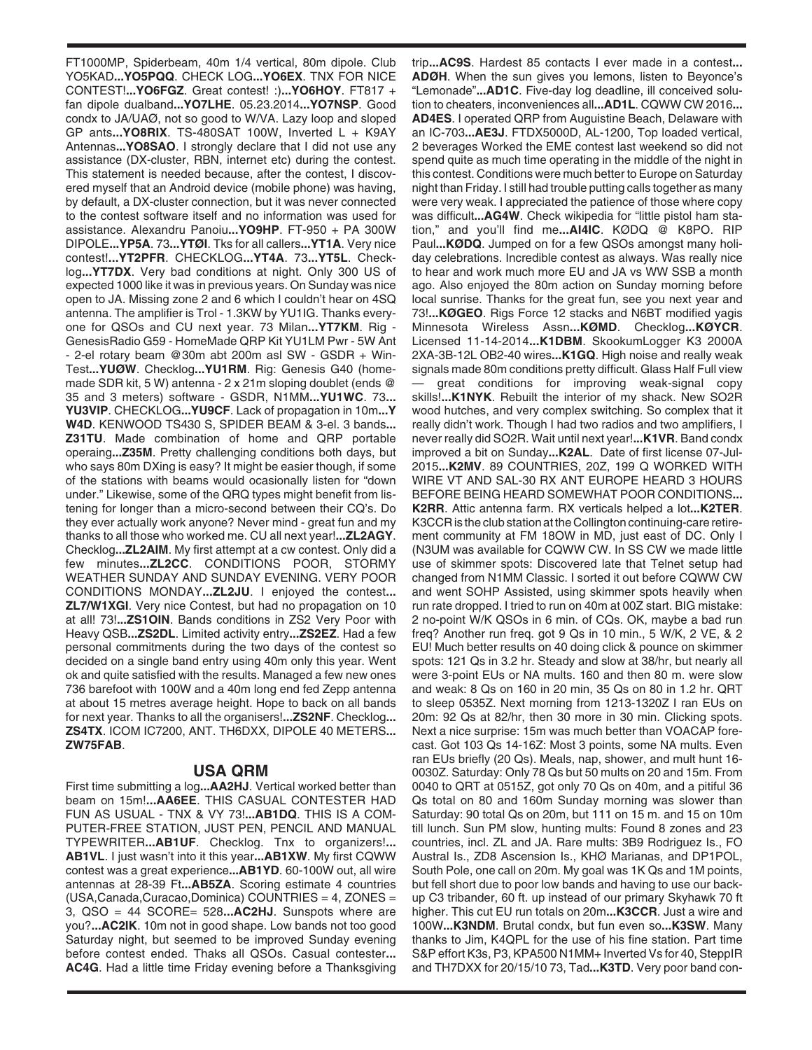FT1000MP, Spiderbeam, 40m 1/4 vertical, 80m dipole. Club YO5KAD...**YO5PQQ**. CHECK LOG...**YO6EX**. TNX FOR NICE CONTEST!...**YO6FGZ**. Great contest! :)...**YO6HOY**. FT817 + fan dipole dualband...**YO7LHE**. 05.23.2014...**YO7NSP**. Good condx to JA/UAØ, not so good to W/VA. Lazy loop and sloped GP ants...**YO8RIX**. TS-480SAT 100W, Inverted L + K9AY Antennas...**YO8SAO**. I strongly declare that I did not use any assistance (DX-cluster, RBN, internet etc) during the contest. This statement is needed because, after the contest, I discovered myself that an Android device (mobile phone) was having, by default, a DX-cluster connection, but it was never connected to the contest software itself and no information was used for assistance. Alexandru Panoiu...**YO9HP**. FT-950 + PA 300W DIPOLE...**YP5A**. 73...**YTØI**. Tks for all callers...**YT1A**. Very nice contest!...**YT2PFR**. CHECKLOG...**YT4A**. 73...**YT5L**. Checklog...**YT7DX**. Very bad conditions at night. Only 300 US of expected 1000 like it was in previous years. On Sunday was nice open to JA. Missing zone 2 and 6 which I couldn't hear on 4SQ antenna. The amplifier is Trol - 1.3KW by YU1IG. Thanks everyone for QSOs and CU next year. 73 Milan...**YT7KM**. Rig - GenesisRadio G59 - HomeMade QRP Kit YU1LM Pwr - 5W Ant - 2-el rotary beam @30m abt 200m asl SW - GSDR + Win-Test...**YUØW**. Checklog...**YU1RM**. Rig: Genesis G40 (homemade SDR kit, 5 W) antenna - 2 x 21m sloping doublet (ends @ 35 and 3 meters) software - GSDR, N1MM...**YU1WC**. 73...**YU3VIP**. CHECKLOG...**YU9CF**. Lack of propagation in 10m...**YW4D**. KENWOOD TS430 S, SPIDER BEAM & 3-el. 3 bands...**Z31TU**. Made combination of home and QRP portable operaing...**Z35M**. Pretty challenging conditions both days, but who says 80m DXing is easy? It might be easier though, if some of the stations with beams would ocasionally listen for "down under." Likewise, some of the QRQ types might benefit from listening for longer than a micro-second between their CQ's. Do they ever actually work anyone? Never mind - great fun and my thanks to all those who worked me. CU all next year!...**ZL2AGY**. Checklog...**ZL2AIM**. My first attempt at a cw contest. Only did a few minutes...**ZL2CC**. CONDITIONS POOR, STORMY WEATHER SUNDAY AND SUNDAY EVENING. VERY POOR CONDITIONS MONDAY...**ZL2JU**. I enjoyed the contest...**ZL7/W1XGI**. Very nice Contest, but had no propagation on 10 at all! 73!...**ZS1OIN**. Bands conditions in ZS2 Very Poor with Heavy QSB...**ZS2DL**. Limited activity entry...**ZS2EZ**. Had a few personal commitments during the two days of the contest so decided on a single band entry using 40m only this year. Went ok and quite satisfied with the results. Managed a few new ones 736 barefoot with 100W and a 40m long end fed Zepp antenna at about 15 metres average height. Hope to back on all bands for next year. Thanks to all the organisers!...**ZS2NF**. Checklog...**ZS4TX**. ICOM IC7200, ANT. TH6DXX, DIPOLE 40 METERS...**ZW75FAB**.

## USA QRM

First time submitting a log...**AA2HJ**. Vertical worked better than beam on 15m!...**AA6EE**. THIS CASUAL CONTESTER HAD FUN AS USUAL - TNX & VY 73!...**AB1DQ**. THIS IS A COMPUTER-FREE STATION, JUST PEN, PENCIL AND MANUAL TYPEWRITER...**AB1UF**. Checklog. Tnx to organizers!...**AB1VL**. I just wasn't into it this year...**AB1XW**. My first CQWW contest was a great experience...**AB1YD**. 60-100W out, all wire antennas at 28-39 Ft...**AB5ZA**. Scoring estimate 4 countries (USA,Canada,Curacao,Dominica) COUNTRIES = 4, ZONES = 3, QSO = 44 SCORE= 528...**AC2HJ**. Sunspots where are you?...**AC2IK**. 10m not in good shape. Low bands not too good Saturday night, but seemed to be improved Sunday evening before contest ended. Thaks all QSOs. Casual contester...**AC4G**. Had a little time Friday evening before a Thanksgiving trip...**AC9S**. Hardest 85 contacts I ever made in a contest...**ADØH**. When the sun gives you lemons, listen to Beyonce's "Lemonade"...**AD1C**. Five-day log deadline, ill conceived solution to cheaters, inconveniences all...**AD1L**. CQWW CW 2016...**AD4ES**. I operated QRP from Auguistine Beach, Delaware with an IC-703...**AE3J**. FTDX5000D, AL-1200, Top loaded vertical, 2 beverages Worked the EME contest last weekend so did not spend quite as much time operating in the middle of the night in this contest. Conditions were much better to Europe on Saturday night than Friday. I still had trouble putting calls together as many were very weak. I appreciated the patience of those where copy was difficult...**AG4W**. Check wikipedia for "little pistol ham station," and you'll find me...**AI4IC**. KØDQ @ K8PO. RIP Paul...**KØDQ**. Jumped on for a few QSOs amongst many holiday celebrations. Incredible contest as always. Was really nice to hear and work much more EU and JA vs WW SSB a month ago. Also enjoyed the 80m action on Sunday morning before local sunrise. Thanks for the great fun, see you next year and 73!...**KØGEO**. Rigs Force 12 stacks and N6BT modified yagis Minnesota Wireless Assn...**KØMD**. Checklog...**KØYCR**. Licensed 11-14-2014...**K1DBM**. SkookumLogger K3 2000A 2XA-3B-12L OB2-40 wires...**K1GQ**. High noise and really weak signals made 80m conditions pretty difficult. Glass Half Full view — great conditions for improving weak-signal copy skills!...**K1NYK**. Rebuilt the interior of my shack. New SO2R wood hutches, and very complex switching. So complex that it really didn't work. Though I had two radios and two amplifiers, I never really did SO2R. Wait until next year!...**K1VR**. Band condx improved a bit on Sunday...**K2AL**. Date of first license 07-Jul-2015...**K2MV**. 89 COUNTRIES, 20Z, 199 Q WORKED WITH WIRE VT AND SAL-30 RX ANT EUROPE HEARD 3 HOURS BEFORE BEING HEARD SOMEWHAT POOR CONDITIONS...**K2RR**. Attic antenna farm. RX verticals helped a lot...**K2TER**. K3CCR is the club station at the Collington continuing-care retirement community at FM 18OW in MD, just east of DC. Only I (N3UM was available for CQWW CW. In SS CW we made little use of skimmer spots: Discovered late that Telnet setup had changed from N1MM Classic. I sorted it out before CQWW CW and went SOHP Assisted, using skimmer spots heavily when run rate dropped. I tried to run on 40m at 00Z start. BIG mistake: 2 no-point W/K QSOs in 6 min. of CQs. OK, maybe a bad run freq? Another run freq. got 9 Qs in 10 min., 5 W/K, 2 VE, & 2 EU! Much better results on 40 doing click & pounce on skimmer spots: 121 Qs in 3.2 hr. Steady and slow at 38/hr, but nearly all were 3-point EUs or NA mults. 160 and then 80 m. were slow and weak: 8 Qs on 160 in 20 min, 35 Qs on 80 in 1.2 hr. QRT to sleep 0535Z. Next morning from 1213-1320Z I ran EUs on 20m: 92 Qs at 82/hr, then 30 more in 30 min. Clicking spots. Next a nice surprise: 15m was much better than VOACAP forecast. Got 103 Qs 14-16Z: Most 3 points, some NA mults. Even ran EUs briefly (20 Qs). Meals, nap, shower, and mult hunt 16-0030Z. Saturday: Only 78 Qs but 50 mults on 20 and 15m. From 0040 to QRT at 0515Z, got only 70 Qs on 40m, and a pitiful 36 Qs total on 80 and 160m Sunday morning was slower than Saturday: 90 total Qs on 20m, but 111 on 15 m. and 15 on 10m till lunch. Sun PM slow, hunting mults: Found 8 zones and 23 countries, incl. ZL and JA. Rare mults: 3B9 Rodriguez Is., FO Austral Is., ZD8 Ascension Is., KHØ Marianas, and DP1POL, South Pole, one call on 20m. My goal was 1K Qs and 1M points, but fell short due to poor low bands and having to use our backup C3 tribander, 60 ft. up instead of our primary Skyhawk 70 ft higher. This cut EU run totals on 20m...**K3CCR**. Just a wire and 100W...**K3NDM**. Brutal condx, but fun even so...**K3SW**. Many thanks to Jim, K4QPL for the use of his fine station. Part time S&P effort K3s, P3, KPA500 N1MM+ Inverted Vs for 40, SteppIR and TH7DXX for 20/15/10 73, Tad...**K3TD**. Very poor band con-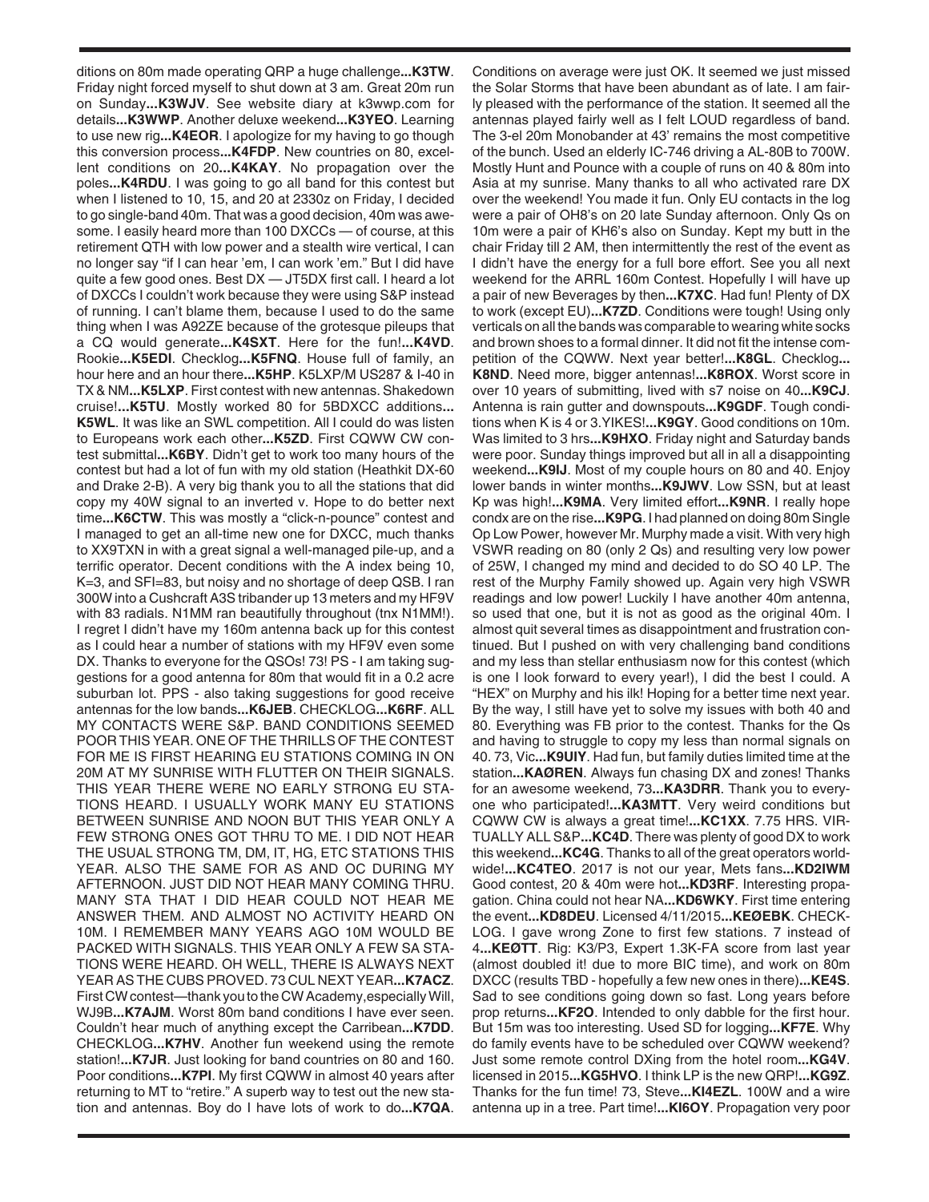ditions on 80m made operating QRP a huge challenge**...K3TW**. Friday night forced myself to shut down at 3 am. Great 20m run on Sunday**...K3WJV**. See website diary at k3wwp.com for details**...K3WWP**. Another deluxe weekend**...K3YEO**. Learning to use new rig**...K4EOR**. I apologize for my having to go though this conversion process**...K4FDP**. New countries on 80, excellent conditions on 20**...K4KAY**. No propagation over the poles**...K4RDU**. I was going to go all band for this contest but when I listened to 10, 15, and 20 at 2330z on Friday, I decided to go single-band 40m. That was a good decision, 40m was awesome. I easily heard more than 100 DXCCs — of course, at this retirement QTH with low power and a stealth wire vertical, I can no longer say "if I can hear 'em, I can work 'em." But I did have quite a few good ones. Best DX — JT5DX first call. I heard a lot of DXCCs I couldn't work because they were using S&P instead of running. I can't blame them, because I used to do the same thing when I was A92ZE because of the grotesque pileups that a CQ would generate**...K4SXT**. Here for the fun!**...K4VD**. Rookie**...K5EDI**. Checklog**...K5FNQ**. House full of family, an hour here and an hour there**...K5HP**. K5LXP/M US287 & I-40 in TX & NM**...K5LXP**. First contest with new antennas. Shakedown cruise!**...K5TU**. Mostly worked 80 for 5BDXCC additions**... K5WL**. It was like an SWL competition. All I could do was listen to Europeans work each other**...K5ZD**. First CQWW CW contest submittal**...K6BY**. Didn't get to work too many hours of the contest but had a lot of fun with my old station (Heathkit DX-60 and Drake 2-B). A very big thank you to all the stations that did copy my 40W signal to an inverted v. Hope to do better next time**...K6CTW**. This was mostly a "click-n-pounce" contest and I managed to get an all-time new one for DXCC, much thanks to XX9TXN in with a great signal a well-managed pile-up, and a terrific operator. Decent conditions with the A index being 10, K=3, and SFI=83, but noisy and no shortage of deep QSB. I ran 300W into a Cushcraft A3S tribander up 13 meters and my HF9V with 83 radials. N1MM ran beautifully throughout (tnx N1MM!). I regret I didn't have my 160m antenna back up for this contest as I could hear a number of stations with my HF9V even some DX. Thanks to everyone for the QSOs! 73! PS - I am taking suggestions for a good antenna for 80m that would fit in a 0.2 acre suburban lot. PPS - also taking suggestions for good receive antennas for the low bands**...K6JEB**. CHECKLOG**...K6RF**. ALL MY CONTACTS WERE S&P. BAND CONDITIONS SEEMED POOR THIS YEAR. ONE OF THE THRILLS OF THE CONTEST FOR ME IS FIRST HEARING EU STATIONS COMING IN ON 20M AT MY SUNRISE WITH FLUTTER ON THEIR SIGNALS. THIS YEAR THERE WERE NO EARLY STRONG EU STATIONS HEARD. I USUALLY WORK MANY EU STATIONS BETWEEN SUNRISE AND NOON BUT THIS YEAR ONLY A FEW STRONG ONES GOT THRU TO ME. I DID NOT HEAR THE USUAL STRONG TM, DM, IT, HG, ETC STATIONS THIS YEAR. ALSO THE SAME FOR AS AND OC DURING MY AFTERNOON. JUST DID NOT HEAR MANY COMING THRU. MANY STA THAT I DID HEAR COULD NOT HEAR ME ANSWER THEM. AND ALMOST NO ACTIVITY HEARD ON 10M. I REMEMBER MANY YEARS AGO 10M WOULD BE PACKED WITH SIGNALS. THIS YEAR ONLY A FEW SA STATIONS WERE HEARD. OH WELL, THERE IS ALWAYS NEXT YEAR AS THE CUBS PROVED. 73 CUL NEXT YEAR**...K7ACZ**. First CW contest—thank you to the CW Academy, especially Will, WJ9B**...K7AJM**. Worst 80m band conditions I have ever seen. Couldn't hear much of anything except the Carribean**...K7DD**. CHECKLOG**...K7HV**. Another fun weekend using the remote station!**...K7JR**. Just looking for band countries on 80 and 160. Poor conditions**...K7PI**. My first CQWW in almost 40 years after returning to MT to "retire." A superb way to test out the new station and antennas. Boy do I have lots of work to do**...K7QA**. Conditions on average were just OK. It seemed we just missed the Solar Storms that have been abundant as of late. I am fairly pleased with the performance of the station. It seemed all the antennas played fairly well as I felt LOUD regardless of band. The 3-el 20m Monobander at 43' remains the most competitive of the bunch. Used an elderly IC-746 driving a AL-80B to 700W. Mostly Hunt and Pounce with a couple of runs on 40 & 80m into Asia at my sunrise. Many thanks to all who activated rare DX over the weekend! You made it fun. Only EU contacts in the log were a pair of OH8's on 20 late Sunday afternoon. Only Qs on 10m were a pair of KH6's also on Sunday. Kept my butt in the chair Friday till 2 AM, then intermittently the rest of the event as I didn't have the energy for a full bore effort. See you all next weekend for the ARRL 160m Contest. Hopefully I will have up a pair of new Beverages by then**...K7XC**. Had fun! Plenty of DX to work (except EU)**...K7ZD**. Conditions were tough! Using only verticals on all the bands was comparable to wearing white socks and brown shoes to a formal dinner. It did not fit the intense competition of the CQWW. Next year better!**...K8GL**. Checklog**... K8ND**. Need more, bigger antennas!**...K8ROX**. Worst score in over 10 years of submitting, lived with s7 noise on 40**...K9CJ**. Antenna is rain gutter and downspouts**...K9GDF**. Tough conditions when K is 4 or 3.YIKES!**...K9GY**. Good conditions on 10m. Was limited to 3 hrs**...K9HXO**. Friday night and Saturday bands were poor. Sunday things improved but all in all a disappointing weekend**...K9IJ**. Most of my couple hours on 80 and 40. Enjoy lower bands in winter months**...K9JWV**. Low SSN, but at least Kp was high!**...K9MA**. Very limited effort**...K9NR**. I really hope condx are on the rise**...K9PG**. I had planned on doing 80m Single Op Low Power, however Mr. Murphy made a visit. With very high VSWR reading on 80 (only 2 Qs) and resulting very low power of 25W, I changed my mind and decided to do SO 40 LP. The rest of the Murphy Family showed up. Again very high VSWR readings and low power! Luckily I have another 40m antenna, so used that one, but it is not as good as the original 40m. I almost quit several times as disappointment and frustration continued. But I pushed on with very challenging band conditions and my less than stellar enthusiasm now for this contest (which is one I look forward to every year!), I did the best I could. A "HEX" on Murphy and his ilk! Hoping for a better time next year. By the way, I still have yet to solve my issues with both 40 and 80. Everything was FB prior to the contest. Thanks for the Qs and having to struggle to copy my less than normal signals on 40. 73, Vic**...K9UIY**. Had fun, but family duties limited time at the station**...KAØREN**. Always fun chasing DX and zones! Thanks for an awesome weekend, 73**...KA3DRR**. Thank you to everyone who participated!**...KA3MTT**. Very weird conditions but CQWW CW is always a great time!**...KC1XX**. 7.75 HRS. VIRTUALLY ALL S&P**...KC4D**. There was plenty of good DX to work this weekend**...KC4G**. Thanks to all of the great operators worldwide!**...KC4TEO**. 2017 is not our year, Mets fans**...KD2IWM** Good contest, 20 & 40m were hot**...KD3RF**. Interesting propagation. China could not hear NA**...KD6WKY**. First time entering the event**...KD8DEU**. Licensed 4/11/2015**...KEØEBK**. CHECKLOG. I gave wrong Zone to first few stations. 7 instead of 4**...KEØTT**. Rig: K3/P3, Expert 1.3K-FA score from last year (almost doubled it! due to more BIC time), and work on 80m DXCC (results TBD - hopefully a few new ones in there)**...KE4S**. Sad to see conditions going down so fast. Long years before prop returns**...KF2O**. Intended to only dabble for the first hour. But 15m was too interesting. Used SD for logging**...KF7E**. Why do family events have to be scheduled over CQWW weekend? Just some remote control DXing from the hotel room**...KG4V**. licensed in 2015**...KG5HVO**. I think LP is the new QRP!**...KG9Z**. Thanks for the fun time! 73, Steve**...KI4EZL**. 100W and a wire antenna up in a tree. Part time!**...KI6OY**. Propagation very poor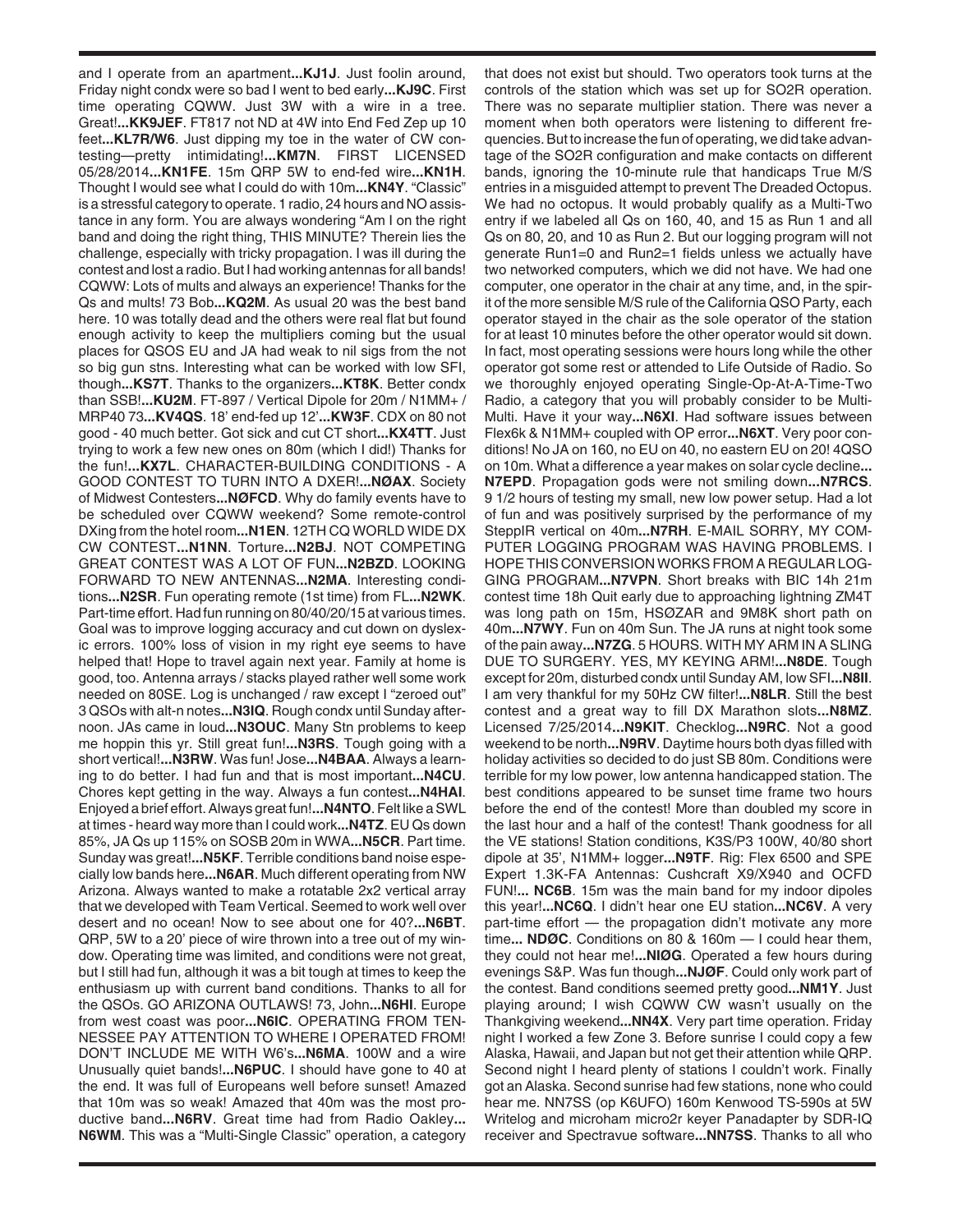and I operate from an apartment...**KJ1J**. Just foolin around, Friday night condx were so bad I went to bed early...**KJ9C**. First time operating CQWW. Just 3W with a wire in a tree. Great!...**KK9JEF**. FT817 not ND at 4W into End Fed Zep up 10 feet...**KL7R/W6**. Just dipping my toe in the water of CW contesting—pretty intimidating!...**KM7N**. FIRST LICENSED 05/28/2014...**KN1FE**. 15m QRP 5W to end-fed wire...**KN1H**. Thought I would see what I could do with 10m...**KN4Y**. "Classic" is a stressful category to operate. 1 radio, 24 hours and NO assistance in any form. You are always wondering "Am I on the right band and doing the right thing, THIS MINUTE? Therein lies the challenge, especially with tricky propagation. I was ill during the contest and lost a radio. But I had working antennas for all bands! CQWW: Lots of mults and always an experience! Thanks for the Qs and mults! 73 Bob...**KQ2M**. As usual 20 was the best band here. 10 was totally dead and the others were real flat but found enough activity to keep the multipliers coming but the usual places for QSOS EU and JA had weak to nil sigs from the not so big gun stns. Interesting what can be worked with low SFI, though...**KS7T**. Thanks to the organizers...**KT8K**. Better condx than SSB!...**KU2M**. FT-897 / Vertical Dipole for 20m / N1MM+ / MRP40 73...**KV4QS**. 18' end-fed up 12'...**KW3F**. CDX on 80 not good - 40 much better. Got sick and cut CT short...**KX4TT**. Just trying to work a few new ones on 80m (which I did!) Thanks for the fun!...**KX7L**. CHARACTER-BUILDING CONDITIONS - A GOOD CONTEST TO TURN INTO A DXER!...**NØAX**. Society of Midwest Contesters...**NØFCD**. Why do family events have to be scheduled over CQWW weekend? Some remote-control DXing from the hotel room...**N1EN**. 12TH CQ WORLD WIDE DX CW CONTEST...**N1NN**. Torture...**N2BJ**. NOT COMPETING GREAT CONTEST WAS A LOT OF FUN...**N2BZD**. LOOKING FORWARD TO NEW ANTENNAS...**N2MA**. Interesting conditions...**N2SR**. Fun operating remote (1st time) from FL...**N2WK**. Part-time effort. Had fun running on 80/40/20/15 at various times. Goal was to improve logging accuracy and cut down on dyslexic errors. 100% loss of vision in my right eye seems to have helped that! Hope to travel again next year. Family at home is good, too. Antenna arrays / stacks played rather well some work needed on 80SE. Log is unchanged / raw except I "zeroed out" 3 QSOs with alt-n notes...**N3IQ**. Rough condx until Sunday afternoon. JAs came in loud...**N3OUC**. Many Stn problems to keep me hoppin this yr. Still great fun!...**N3RS**. Tough going with a short vertical!...**N3RW**. Was fun! Jose...**N4BAA**. Always a learning to do better. I had fun and that is most important...**N4CU**. Chores kept getting in the way. Always a fun contest...**N4HAI**. Enjoyed a brief effort. Always great fun!...**N4NTO**. Felt like a SWL at times - heard way more than I could work...**N4TZ**. EU Qs down 85%, JA Qs up 115% on SOSB 20m in WWA...**N5CR**. Part time. Sunday was great!...**N5KF**. Terrible conditions band noise especially low bands here...**N6AR**. Much different operating from NW Arizona. Always wanted to make a rotatable 2x2 vertical array that we developed with Team Vertical. Seemed to work well over desert and no ocean! Now to see about one for 40?...**N6BT**. QRP, 5W to a 20' piece of wire thrown into a tree out of my window. Operating time was limited, and conditions were not great, but I still had fun, although it was a bit tough at times to keep the enthusiasm up with current band conditions. Thanks to all for the QSOs. GO ARIZONA OUTLAWS! 73, John...**N6HI**. Europe from west coast was poor...**N6IC**. OPERATING FROM TENNESSEE PAY ATTENTION TO WHERE I OPERATED FROM! DON'T INCLUDE ME WITH W6's...**N6MA**. 100W and a wire Unusually quiet bands!...**N6PUC**. I should have gone to 40 at the end. It was full of Europeans well before sunset! Amazed that 10m was so weak! Amazed that 40m was the most productive band...**N6RV**. Great time had from Radio Oakley... **N6WM**. This was a "Multi-Single Classic" operation, a category that does not exist but should. Two operators took turns at the controls of the station which was set up for SO2R operation. There was no separate multiplier station. There was never a moment when both operators were listening to different frequencies. But to increase the fun of operating, we did take advantage of the SO2R configuration and make contacts on different bands, ignoring the 10-minute rule that handicaps True M/S entries in a misguided attempt to prevent The Dreaded Octopus. We had no octopus. It would probably qualify as a Multi-Two entry if we labeled all Qs on 160, 40, and 15 as Run 1 and all Qs on 80, 20, and 10 as Run 2. But our logging program will not generate Run1=0 and Run2=1 fields unless we actually have two networked computers, which we did not have. We had one computer, one operator in the chair at any time, and, in the spirit of the more sensible M/S rule of the California QSO Party, each operator stayed in the chair as the sole operator of the station for at least 10 minutes before the other operator would sit down. In fact, most operating sessions were hours long while the other operator got some rest or attended to Life Outside of Radio. So we thoroughly enjoyed operating Single-Op-At-A-Time-Two Radio, a category that you will probably consider to be Multi-Multi. Have it your way...**N6XI**. Had software issues between Flex6k & N1MM+ coupled with OP error...**N6XT**. Very poor conditions! No JA on 160, no EU on 40, no eastern EU on 20! 4QSO on 10m. What a difference a year makes on solar cycle decline... **N7EPD**. Propagation gods were not smiling down...**N7RCS**. 9 1/2 hours of testing my small, new low power setup. Had a lot of fun and was positively surprised by the performance of my SteppIR vertical on 40m...**N7RH**. E-MAIL SORRY, MY COMPUTER LOGGING PROGRAM WAS HAVING PROBLEMS. I HOPE THIS CONVERSION WORKS FROM A REGULAR LOGGING PROGRAM...**N7VPN**. Short breaks with BIC 14h 21m contest time 18h Quit early due to approaching lightning ZM4T was long path on 15m, HSØZAR and 9M8K short path on 40m...**N7WY**. Fun on 40m Sun. The JA runs at night took some of the pain away...**N7ZG**. 5 HOURS. WITH MY ARM IN A SLING DUE TO SURGERY. YES, MY KEYING ARM!...**N8DE**. Tough except for 20m, disturbed condx until Sunday AM, low SFI...**N8II**. I am very thankful for my 50Hz CW filter!...**N8LR**. Still the best contest and a great way to fill DX Marathon slots...**N8MZ**. Licensed 7/25/2014...**N9KIT**. Checklog...**N9RC**. Not a good weekend to be north...**N9RV**. Daytime hours both dyas filled with holiday activities so decided to do just SB 80m. Conditions were terrible for my low power, low antenna handicapped station. The best conditions appeared to be sunset time frame two hours before the end of the contest! More than doubled my score in the last hour and a half of the contest! Thank goodness for all the VE stations! Station conditions, K3S/P3 100W, 40/80 short dipole at 35', N1MM+ logger...**N9TF**. Rig: Flex 6500 and SPE Expert 1.3K-FA Antennas: Cushcraft X9/X940 and OCFD FUN!... **NC6B**. 15m was the main band for my indoor dipoles this year!...**NC6Q**. I didn't hear one EU station...**NC6V**. A very part-time effort — the propagation didn't motivate any more time... **NDØC**. Conditions on 80 & 160m — I could hear them, they could not hear me!...**NIØG**. Operated a few hours during evenings S&P. Was fun though...**NJØF**. Could only work part of the contest. Band conditions seemed pretty good...**NM1Y**. Just playing around; I wish CQWW CW wasn't usually on the Thankgiving weekend...**NN4X**. Very part time operation. Friday night I worked a few Zone 3. Before sunrise I could copy a few Alaska, Hawaii, and Japan but not get their attention while QRP. Second night I heard plenty of stations I couldn't work. Finally got an Alaska. Second sunrise had few stations, none who could hear me. NN7SS (op K6UFO) 160m Kenwood TS-590s at 5W Writelog and microham micro2r keyer Panadapter by SDR-IQ receiver and Spectravue software...**NN7SS**. Thanks to all who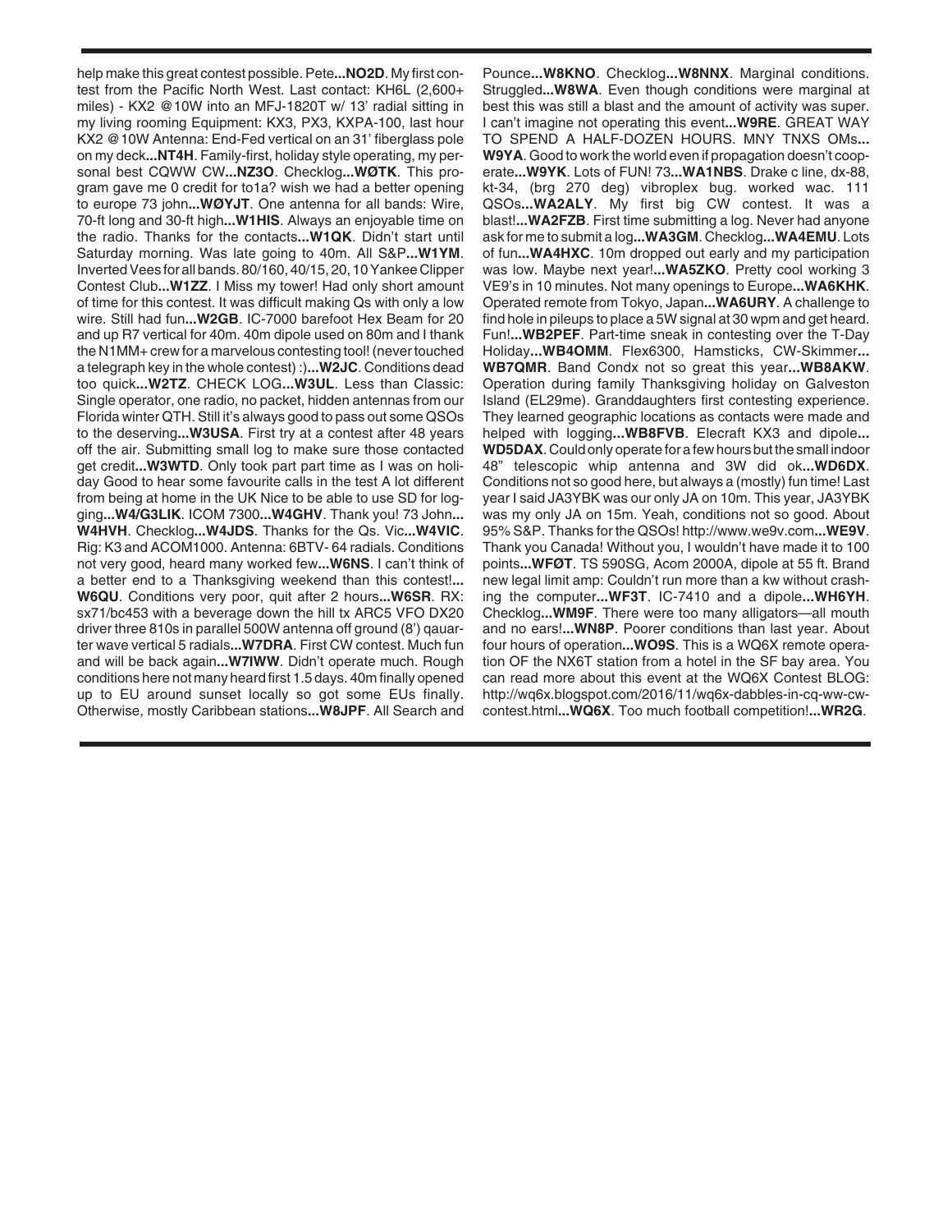help make this great contest possible. Pete**...NO2D**. My first contest from the Pacific North West. Last contact: KH6L (2,600+ miles) - KX2 @10W into an MFJ-1820T w/ 13' radial sitting in my living rooming Equipment: KX3, PX3, KXPA-100, last hour KX2 @10W Antenna: End-Fed vertical on an 31' fiberglass pole on my deck**...NT4H**. Family-first, holiday style operating, my personal best CQWW CW**...NZ3O**. Checklog**...WØTK**. This program gave me 0 credit for to1a? wish we had a better opening to europe 73 john**...WØYJT**. One antenna for all bands: Wire, 70-ft long and 30-ft high**...W1HIS**. Always an enjoyable time on the radio. Thanks for the contacts**...W1QK**. Didn't start until Saturday morning. Was late going to 40m. All S&P**...W1YM**. Inverted Vees for all bands. 80/160, 40/15, 20, 10 Yankee Clipper Contest Club**...W1ZZ**. I Miss my tower! Had only short amount of time for this contest. It was difficult making Qs with only a low wire. Still had fun**...W2GB**. IC-7000 barefoot Hex Beam for 20 and up R7 vertical for 40m. 40m dipole used on 80m and I thank the N1MM+ crew for a marvelous contesting tool! (never touched a telegraph key in the whole contest) :)**...W2JC**. Conditions dead too quick**...W2TZ**. CHECK LOG**...W3UL**. Less than Classic: Single operator, one radio, no packet, hidden antennas from our Florida winter QTH. Still it's always good to pass out some QSOs to the deserving**...W3USA**. First try at a contest after 48 years off the air. Submitting small log to make sure those contacted get credit**...W3WTD**. Only took part part time as I was on holiday Good to hear some favourite calls in the test A lot different from being at home in the UK Nice to be able to use SD for logging**...W4/G3LIK**. ICOM 7300**...W4GHV**. Thank you! 73 John**... W4HVH**. Checklog**...W4JDS**. Thanks for the Qs. Vic**...W4VIC**. Rig: K3 and ACOM1000. Antenna: 6BTV- 64 radials. Conditions not very good, heard many worked few**...W6NS**. I can't think of a better end to a Thanksgiving weekend than this contest!**... W6QU**. Conditions very poor, quit after 2 hours**...W6SR**. RX: sx71/bc453 with a beverage down the hill tx ARC5 VFO DX20 driver three 810s in parallel 500W antenna off ground (8') qauarter wave vertical 5 radials**...W7DRA**. First CW contest. Much fun and will be back again**...W7IWW**. Didn't operate much. Rough conditions here not many heard first 1.5 days. 40m finally opened up to EU around sunset locally so got some EUs finally. Otherwise, mostly Caribbean stations**...W8JPF**. All Search and Pounce**...W8KNO**. Checklog**...W8NNX**. Marginal conditions. Struggled**...W8WA**. Even though conditions were marginal at best this was still a blast and the amount of activity was super. I can't imagine not operating this event**...W9RE**. GREAT WAY TO SPEND A HALF-DOZEN HOURS. MNY TNXS OMs**... W9YA**. Good to work the world even if propagation doesn't cooperate**...W9YK**. Lots of FUN! 73**...WA1NBS**. Drake c line, dx-88, kt-34, (brg 270 deg) vibroplex bug. worked wac. 111 QSOs**...WA2ALY**. My first big CW contest. It was a blast!**...WA2FZB**. First time submitting a log. Never had anyone ask for me to submit a log**...WA3GM**. Checklog**...WA4EMU**. Lots of fun**...WA4HXC**. 10m dropped out early and my participation was low. Maybe next year!**...WA5ZKO**. Pretty cool working 3 VE9's in 10 minutes. Not many openings to Europe**...WA6KHK**. Operated remote from Tokyo, Japan**...WA6URY**. A challenge to find hole in pileups to place a 5W signal at 30 wpm and get heard. Fun!**...WB2PEF**. Part-time sneak in contesting over the T-Day Holiday**...WB4OMM**. Flex6300, Hamsticks, CW-Skimmer**... WB7QMR**. Band Condx not so great this year**...WB8AKW**. Operation during family Thanksgiving holiday on Galveston Island (EL29me). Granddaughters first contesting experience. They learned geographic locations as contacts were made and helped with logging**...WB8FVB**. Elecraft KX3 and dipole**... WD5DAX**. Could only operate for a few hours but the small indoor 48" telescopic whip antenna and 3W did ok**...WD6DX**. Conditions not so good here, but always a (mostly) fun time! Last year I said JA3YBK was our only JA on 10m. This year, JA3YBK was my only JA on 15m. Yeah, conditions not so good. About 95% S&P. Thanks for the QSOs! http://www.we9v.com**...WE9V**. Thank you Canada! Without you, I wouldn't have made it to 100 points**...WFØT**. TS 590SG, Acom 2000A, dipole at 55 ft. Brand new legal limit amp: Couldn't run more than a kw without crashing the computer**...WF3T**. IC-7410 and a dipole**...WH6YH**. Checklog**...WM9F**. There were too many alligators—all mouth and no ears!**...WN8P**. Poorer conditions than last year. About four hours of operation**...WO9S**. This is a WQ6X remote operation OF the NX6T station from a hotel in the SF bay area. You can read more about this event at the WQ6X Contest BLOG: http://wq6x.blogspot.com/2016/11/wq6x-dabbles-in-cq-ww-cw-contest.html**...WQ6X**. Too much football competition!**...WR2G**.